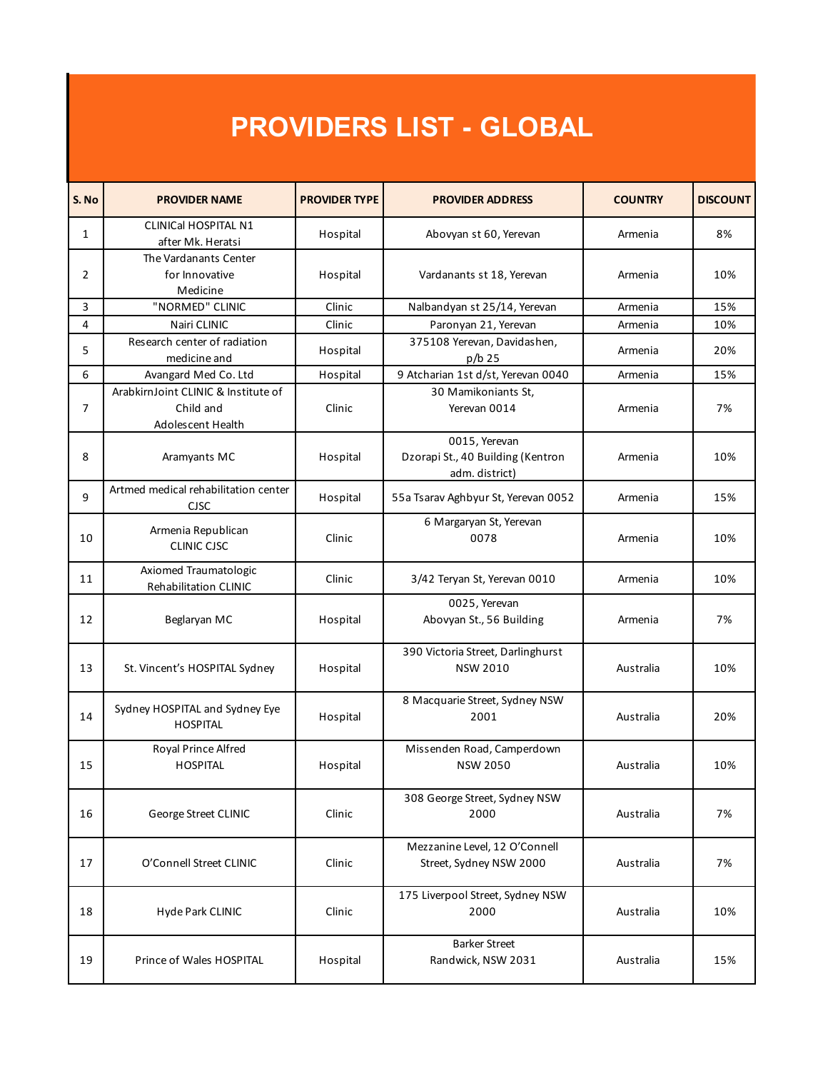# PROVIDERS LIST - GLOBAL

| S. No | PROVIDER NAME | PROVIDER TYPE | PROVIDER ADDRESS | COUNTRY | DISCOUNT |
|---|---|---|---|---|---|
| 1 | CLINICal HOSPITAL N1 after Mk. Heratsi | Hospital | Abovyan st 60, Yerevan | Armenia | 8% |
| 2 | The Vardanants Center for Innovative Medicine | Hospital | Vardanants st 18, Yerevan | Armenia | 10% |
| 3 | "NORMED" CLINIC | Clinic | Nalbandyan st 25/14, Yerevan | Armenia | 15% |
| 4 | Nairi CLINIC | Clinic | Paronyan 21, Yerevan | Armenia | 10% |
| 5 | Research center of radiation medicine and | Hospital | 375108 Yerevan, Davidashen, p/b 25 | Armenia | 20% |
| 6 | Avangard Med Co. Ltd | Hospital | 9 Atcharian 1st d/st, Yerevan 0040 | Armenia | 15% |
| 7 | ArabkirnJoint CLINIC & Institute of Child and Adolescent Health | Clinic | 30 Mamikoniants St, Yerevan 0014 | Armenia | 7% |
| 8 | Aramyants MC | Hospital | 0015, Yerevan Dzorapi St., 40 Building (Kentron adm. district) | Armenia | 10% |
| 9 | Artmed medical rehabilitation center CJSC | Hospital | 55a Tsarav Aghbyur St, Yerevan 0052 | Armenia | 15% |
| 10 | Armenia Republican CLINIC CJSC | Clinic | 6 Margaryan St, Yerevan 0078 | Armenia | 10% |
| 11 | Axiomed Traumatologic Rehabilitation CLINIC | Clinic | 3/42 Teryan St, Yerevan 0010 | Armenia | 10% |
| 12 | Beglaryan MC | Hospital | 0025, Yerevan Abovyan St., 56 Building | Armenia | 7% |
| 13 | St. Vincent's HOSPITAL Sydney | Hospital | 390 Victoria Street, Darlinghurst NSW 2010 | Australia | 10% |
| 14 | Sydney HOSPITAL and Sydney Eye HOSPITAL | Hospital | 8 Macquarie Street, Sydney NSW 2001 | Australia | 20% |
| 15 | Royal Prince Alfred HOSPITAL | Hospital | Missenden Road, Camperdown NSW 2050 | Australia | 10% |
| 16 | George Street CLINIC | Clinic | 308 George Street, Sydney NSW 2000 | Australia | 7% |
| 17 | O'Connell Street CLINIC | Clinic | Mezzanine Level, 12 O'Connell Street, Sydney NSW 2000 | Australia | 7% |
| 18 | Hyde Park CLINIC | Clinic | 175 Liverpool Street, Sydney NSW 2000 | Australia | 10% |
| 19 | Prince of Wales HOSPITAL | Hospital | Barker Street Randwick, NSW 2031 | Australia | 15% |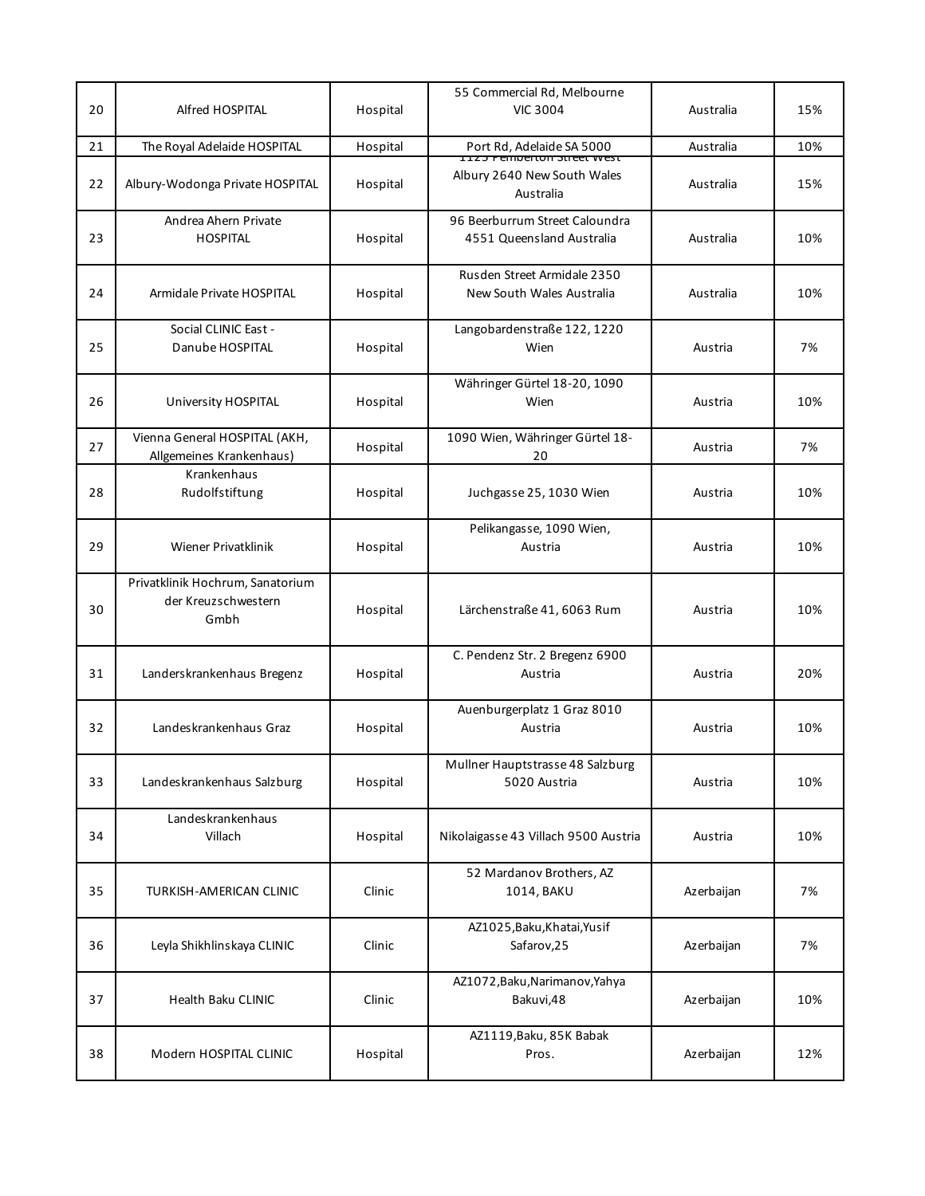| 20 | Alfred HOSPITAL | Hospital | 55 Commercial Rd, Melbourne VIC 3004 | Australia | 15% |
|---|---|---|---|---|---|
| 21 | The Royal Adelaide HOSPITAL | Hospital | Port Rd, Adelaide SA 5000 | Australia | 10% |
| 22 | Albury-Wodonga Private HOSPITAL | Hospital | 1125 Pemberton Street West Albury 2640 New South Wales Australia | Australia | 15% |
| 23 | Andrea Ahern Private HOSPITAL | Hospital | 96 Beerburrum Street Caloundra 4551 Queensland Australia | Australia | 10% |
| 24 | Armidale Private HOSPITAL | Hospital | Rusden Street Armidale 2350 New South Wales Australia | Australia | 10% |
| 25 | Social CLINIC East - Danube HOSPITAL | Hospital | Langobardenstraße 122, 1220 Wien | Austria | 7% |
| 26 | University HOSPITAL | Hospital | Währinger Gürtel 18-20, 1090 Wien | Austria | 10% |
| 27 | Vienna General HOSPITAL (AKH, Allgemeines Krankenhaus) | Hospital | 1090 Wien, Währinger Gürtel 18-20 | Austria | 7% |
| 28 | Krankenhaus Rudolfstiftung | Hospital | Juchgasse 25, 1030 Wien | Austria | 10% |
| 29 | Wiener Privatklinik | Hospital | Pelikangasse, 1090 Wien, Austria | Austria | 10% |
| 30 | Privatklinik Hochrum, Sanatorium der Kreuzschwestern Gmbh | Hospital | Lärchenstraße 41, 6063 Rum | Austria | 10% |
| 31 | Landerskrankenhaus Bregenz | Hospital | C. Pendenz Str. 2 Bregenz 6900 Austria | Austria | 20% |
| 32 | Landeskrankenhaus Graz | Hospital | Auenburgerplatz 1 Graz 8010 Austria | Austria | 10% |
| 33 | Landeskrankenhaus Salzburg | Hospital | Mullner Hauptstrasse 48 Salzburg 5020 Austria | Austria | 10% |
| 34 | Landeskrankenhaus Villach | Hospital | Nikolaigasse 43 Villach 9500 Austria | Austria | 10% |
| 35 | TURKISH-AMERICAN CLINIC | Clinic | 52 Mardanov Brothers, AZ 1014, BAKU | Azerbaijan | 7% |
| 36 | Leyla Shikhlinskaya CLINIC | Clinic | AZ1025,Baku,Khatai,Yusif Safarov,25 | Azerbaijan | 7% |
| 37 | Health Baku CLINIC | Clinic | AZ1072,Baku,Narimanov,Yahya Bakuvi,48 | Azerbaijan | 10% |
| 38 | Modern HOSPITAL CLINIC | Hospital | AZ1119,Baku, 85K Babak Pros. | Azerbaijan | 12% |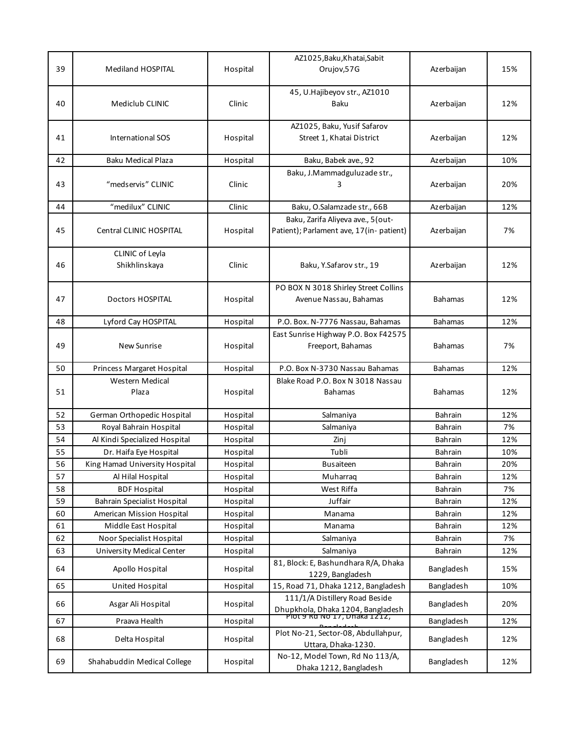| 39 | Mediland HOSPITAL | Hospital | AZ1025,Baku,Khatai,Sabit Orujov,57G | Azerbaijan | 15% |
|---|---|---|---|---|---|
| 40 | Mediclub CLINIC | Clinic | 45, U.Hajibeyov str., AZ1010 Baku | Azerbaijan | 12% |
| 41 | International SOS | Hospital | AZ1025, Baku, Yusif Safarov Street 1, Khatai District | Azerbaijan | 12% |
| 42 | Baku Medical Plaza | Hospital | Baku, Babek ave., 92 | Azerbaijan | 10% |
| 43 | "medservis" CLINIC | Clinic | Baku, J.Mammadguluzade str., 3 | Azerbaijan | 20% |
| 44 | "medilux" CLINIC | Clinic | Baku, O.Salamzade str., 66B | Azerbaijan | 12% |
| 45 | Central CLINIC HOSPITAL | Hospital | Baku, Zarifa Aliyeva ave., 5(out-Patient); Parlament ave, 17(in- patient) | Azerbaijan | 7% |
| 46 | CLINIC of Leyla Shikhlinskaya | Clinic | Baku, Y.Safarov str., 19 | Azerbaijan | 12% |
| 47 | Doctors HOSPITAL | Hospital | PO BOX N 3018 Shirley Street Collins Avenue Nassau, Bahamas | Bahamas | 12% |
| 48 | Lyford Cay HOSPITAL | Hospital | P.O. Box. N-7776 Nassau, Bahamas | Bahamas | 12% |
| 49 | New Sunrise | Hospital | East Sunrise Highway P.O. Box F42575 Freeport, Bahamas | Bahamas | 7% |
| 50 | Princess Margaret Hospital | Hospital | P.O. Box N-3730 Nassau Bahamas | Bahamas | 12% |
| 51 | Western Medical Plaza | Hospital | Blake Road P.O. Box N 3018 Nassau Bahamas | Bahamas | 12% |
| 52 | German Orthopedic Hospital | Hospital | Salmaniya | Bahrain | 12% |
| 53 | Royal Bahrain Hospital | Hospital | Salmaniya | Bahrain | 7% |
| 54 | Al Kindi Specialized Hospital | Hospital | Zinj | Bahrain | 12% |
| 55 | Dr. Haifa Eye Hospital | Hospital | Tubli | Bahrain | 10% |
| 56 | King Hamad University Hospital | Hospital | Busaiteen | Bahrain | 20% |
| 57 | Al Hilal Hospital | Hospital | Muharraq | Bahrain | 12% |
| 58 | BDF Hospital | Hospital | West Riffa | Bahrain | 7% |
| 59 | Bahrain Specialist Hospital | Hospital | Juffair | Bahrain | 12% |
| 60 | American Mission Hospital | Hospital | Manama | Bahrain | 12% |
| 61 | Middle East Hospital | Hospital | Manama | Bahrain | 12% |
| 62 | Noor Specialist Hospital | Hospital | Salmaniya | Bahrain | 7% |
| 63 | University Medical Center | Hospital | Salmaniya | Bahrain | 12% |
| 64 | Apollo Hospital | Hospital | 81, Block: E, Bashundhara R/A, Dhaka 1229, Bangladesh | Bangladesh | 15% |
| 65 | United Hospital | Hospital | 15, Road 71, Dhaka 1212, Bangladesh | Bangladesh | 10% |
| 66 | Asgar Ali Hospital | Hospital | 111/1/A Distillery Road Beside Dhupkhola, Dhaka 1204, Bangladesh | Bangladesh | 20% |
| 67 | Praava Health | Hospital | Plot 9 Rd No 17, Dhaka 1212, Bangladesh | Bangladesh | 12% |
| 68 | Delta Hospital | Hospital | Plot No-21, Sector-08, Abdullahpur, Uttara, Dhaka-1230. | Bangladesh | 12% |
| 69 | Shahabuddin Medical College | Hospital | No-12, Model Town, Rd No 113/A, Dhaka 1212, Bangladesh | Bangladesh | 12% |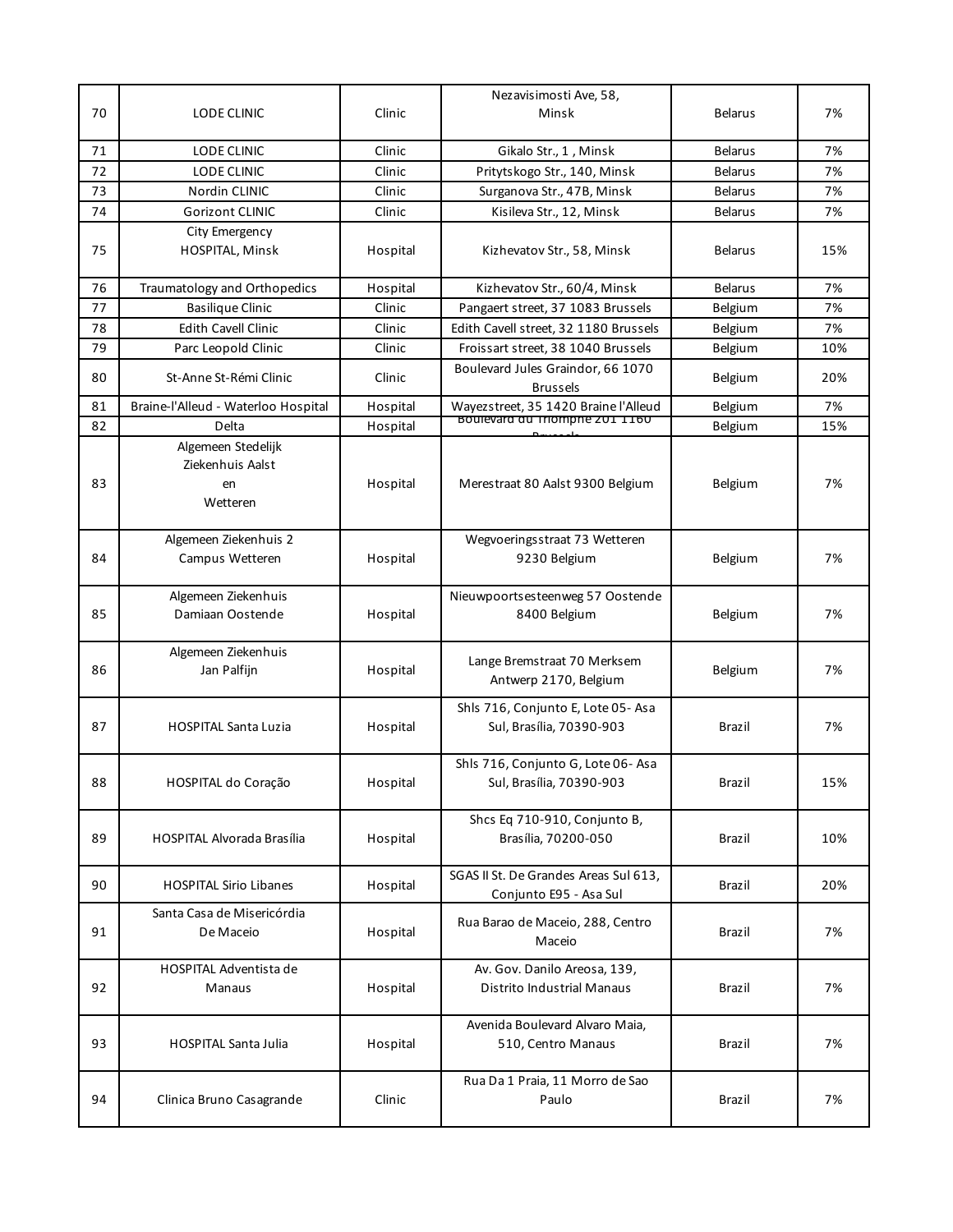| 70 | LODE CLINIC | Clinic | Nezavisimosti Ave, 58, Minsk | Belarus | 7% |
|---|---|---|---|---|---|
| 71 | LODE CLINIC | Clinic | Gikalo Str., 1 , Minsk | Belarus | 7% |
| 72 | LODE CLINIC | Clinic | Pritytskogo Str., 140, Minsk | Belarus | 7% |
| 73 | Nordin CLINIC | Clinic | Surganova Str., 47B, Minsk | Belarus | 7% |
| 74 | Gorizont CLINIC | Clinic | Kisileva Str., 12, Minsk | Belarus | 7% |
| 75 | City Emergency HOSPITAL, Minsk | Hospital | Kizhevatov Str., 58, Minsk | Belarus | 15% |
| 76 | Traumatology and Orthopedics | Hospital | Kizhevatov Str., 60/4, Minsk | Belarus | 7% |
| 77 | Basilique Clinic | Clinic | Pangaert street, 37 1083 Brussels | Belgium | 7% |
| 78 | Edith Cavell Clinic | Clinic | Edith Cavell street, 32 1180 Brussels | Belgium | 7% |
| 79 | Parc Leopold Clinic | Clinic | Froissart street, 38 1040 Brussels | Belgium | 10% |
| 80 | St-Anne St-Rémi Clinic | Clinic | Boulevard Jules Graindor, 66 1070 Brussels | Belgium | 20% |
| 81 | Braine-l'Alleud - Waterloo Hospital | Hospital | Wayezstreet, 35 1420 Braine l'Alleud | Belgium | 7% |
| 82 | Delta | Hospital | Boulevard du Triomphe 201 1160 Brussels | Belgium | 15% |
| 83 | Algemeen Stedelijk Ziekenhuis Aalst en Wetteren | Hospital | Merestraat 80 Aalst 9300 Belgium | Belgium | 7% |
| 84 | Algemeen Ziekenhuis 2 Campus Wetteren | Hospital | Wegvoeringsstraat 73 Wetteren 9230 Belgium | Belgium | 7% |
| 85 | Algemeen Ziekenhuis Damiaan Oostende | Hospital | Nieuwpoortsesteenweg 57 Oostende 8400 Belgium | Belgium | 7% |
| 86 | Algemeen Ziekenhuis Jan Palfijn | Hospital | Lange Bremstraat 70 Merksem Antwerp 2170, Belgium | Belgium | 7% |
| 87 | HOSPITAL Santa Luzia | Hospital | Shls 716, Conjunto E, Lote 05- Asa Sul, Brasília, 70390-903 | Brazil | 7% |
| 88 | HOSPITAL do Coração | Hospital | Shls 716, Conjunto G, Lote 06- Asa Sul, Brasília, 70390-903 | Brazil | 15% |
| 89 | HOSPITAL Alvorada Brasília | Hospital | Shcs Eq 710-910, Conjunto B, Brasília, 70200-050 | Brazil | 10% |
| 90 | HOSPITAL Sirio Libanes | Hospital | SGAS II St. De Grandes Areas Sul 613, Conjunto E95 - Asa Sul | Brazil | 20% |
| 91 | Santa Casa de Misericórdia De Maceio | Hospital | Rua Barao de Maceio, 288, Centro Maceio | Brazil | 7% |
| 92 | HOSPITAL Adventista de Manaus | Hospital | Av. Gov. Danilo Areosa, 139, Distrito Industrial Manaus | Brazil | 7% |
| 93 | HOSPITAL Santa Julia | Hospital | Avenida Boulevard Alvaro Maia, 510, Centro Manaus | Brazil | 7% |
| 94 | Clinica Bruno Casagrande | Clinic | Rua Da 1 Praia, 11 Morro de Sao Paulo | Brazil | 7% |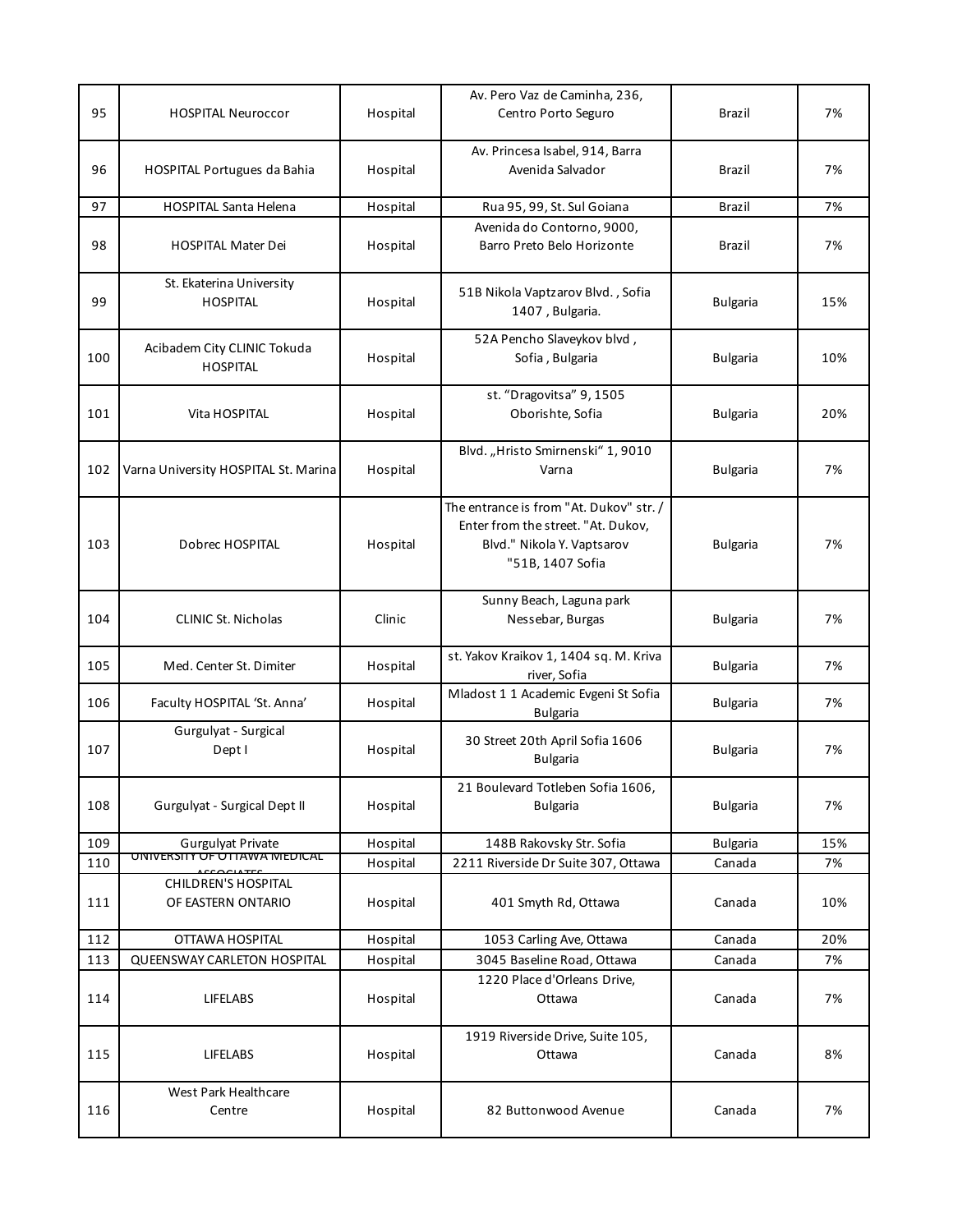| 95 | HOSPITAL Neuroccor | Hospital | Av. Pero Vaz de Caminha, 236, Centro Porto Seguro | Brazil | 7% |
|---|---|---|---|---|---|
| 96 | HOSPITAL Portugues da Bahia | Hospital | Av. Princesa Isabel, 914, Barra Avenida Salvador | Brazil | 7% |
| 97 | HOSPITAL Santa Helena | Hospital | Rua 95, 99, St. Sul Goiana | Brazil | 7% |
| 98 | HOSPITAL Mater Dei | Hospital | Avenida do Contorno, 9000, Barro Preto Belo Horizonte | Brazil | 7% |
| 99 | St. Ekaterina University HOSPITAL | Hospital | 51B Nikola Vaptzarov Blvd. , Sofia 1407 , Bulgaria. | Bulgaria | 15% |
| 100 | Acibadem City CLINIC Tokuda HOSPITAL | Hospital | 52A Pencho Slaveykov blvd , Sofia , Bulgaria | Bulgaria | 10% |
| 101 | Vita HOSPITAL | Hospital | st. “Dragovitsa” 9, 1505 Oborishte, Sofia | Bulgaria | 20% |
| 102 | Varna University HOSPITAL St. Marina | Hospital | Blvd. „Hristo Smirnenski“ 1, 9010 Varna | Bulgaria | 7% |
| 103 | Dobrec HOSPITAL | Hospital | The entrance is from "At. Dukov" str. / Enter from the street. "At. Dukov, Blvd." Nikola Y. Vaptsarov "51B, 1407 Sofia | Bulgaria | 7% |
| 104 | CLINIC St. Nicholas | Clinic | Sunny Beach, Laguna park Nessebar, Burgas | Bulgaria | 7% |
| 105 | Med. Center St. Dimiter | Hospital | st. Yakov Kraikov 1, 1404 sq. M. Kriva river, Sofia | Bulgaria | 7% |
| 106 | Faculty HOSPITAL ‘St. Anna’ | Hospital | Mladost 1 1 Academic Evgeni St Sofia Bulgaria | Bulgaria | 7% |
| 107 | Gurgulyat - Surgical Dept I | Hospital | 30 Street 20th April Sofia 1606 Bulgaria | Bulgaria | 7% |
| 108 | Gurgulyat - Surgical Dept II | Hospital | 21 Boulevard Totleben Sofia 1606, Bulgaria | Bulgaria | 7% |
| 109 | Gurgulyat Private | Hospital | 148B Rakovsky Str. Sofia | Bulgaria | 15% |
| 110 | UNIVERSITY OF OTTAWA MEDICAL ASSOCIATES | Hospital | 2211 Riverside Dr Suite 307, Ottawa | Canada | 7% |
| 111 | CHILDREN'S HOSPITAL OF EASTERN ONTARIO | Hospital | 401 Smyth Rd, Ottawa | Canada | 10% |
| 112 | OTTAWA HOSPITAL | Hospital | 1053 Carling Ave, Ottawa | Canada | 20% |
| 113 | QUEENSWAY CARLETON HOSPITAL | Hospital | 3045 Baseline Road, Ottawa | Canada | 7% |
| 114 | LIFELABS | Hospital | 1220 Place d'Orleans Drive, Ottawa | Canada | 7% |
| 115 | LIFELABS | Hospital | 1919 Riverside Drive, Suite 105, Ottawa | Canada | 8% |
| 116 | West Park Healthcare Centre | Hospital | 82 Buttonwood Avenue | Canada | 7% |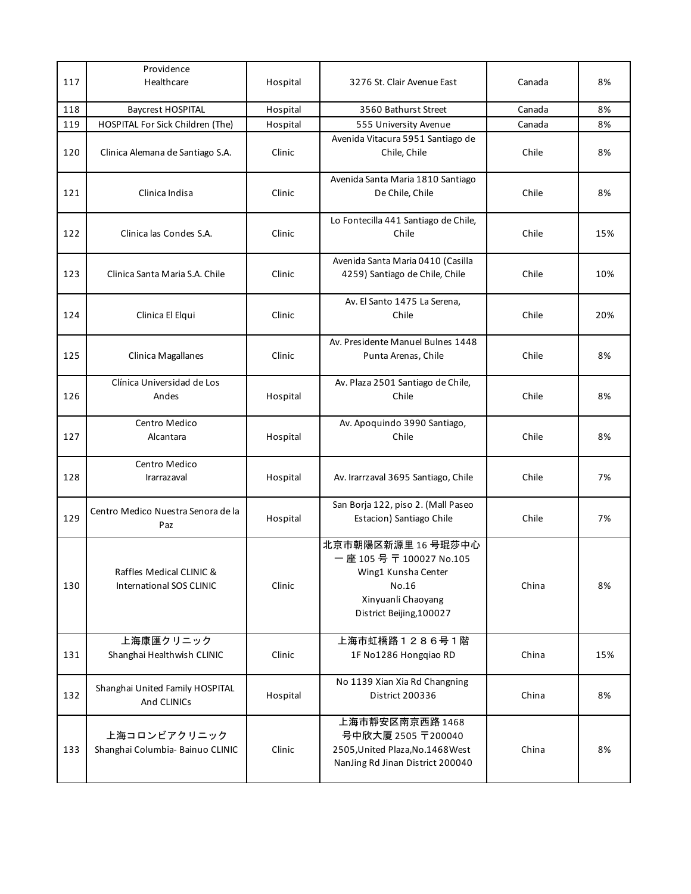| 117 | Providence Healthcare | Hospital | 3276 St. Clair Avenue East | Canada | 8% |
|---|---|---|---|---|---|
| 118 | Baycrest HOSPITAL | Hospital | 3560 Bathurst Street | Canada | 8% |
| 119 | HOSPITAL For Sick Children (The) | Hospital | 555 University Avenue | Canada | 8% |
| 120 | Clinica Alemana de Santiago S.A. | Clinic | Avenida Vitacura 5951 Santiago de Chile, Chile | Chile | 8% |
| 121 | Clinica Indisa | Clinic | Avenida Santa Maria 1810 Santiago De Chile, Chile | Chile | 8% |
| 122 | Clinica las Condes S.A. | Clinic | Lo Fontecilla 441 Santiago de Chile, Chile | Chile | 15% |
| 123 | Clinica Santa Maria S.A. Chile | Clinic | Avenida Santa Maria 0410 (Casilla 4259) Santiago de Chile, Chile | Chile | 10% |
| 124 | Clinica El Elqui | Clinic | Av. El Santo 1475 La Serena, Chile | Chile | 20% |
| 125 | Clinica Magallanes | Clinic | Av. Presidente Manuel Bulnes 1448 Punta Arenas, Chile | Chile | 8% |
| 126 | Clínica Universidad de Los Andes | Hospital | Av. Plaza 2501 Santiago de Chile, Chile | Chile | 8% |
| 127 | Centro Medico Alcantara | Hospital | Av. Apoquindo 3990 Santiago, Chile | Chile | 8% |
| 128 | Centro Medico Irarrazaval | Hospital | Av. Irarrzaval 3695 Santiago, Chile | Chile | 7% |
| 129 | Centro Medico Nuestra Senora de la Paz | Hospital | San Borja 122, piso 2. (Mall Paseo Estacion) Santiago Chile | Chile | 7% |
| 130 | Raffles Medical CLINIC & International SOS CLINIC | Clinic | 北京市朝陽区新源里 16 号琨莎中心一座 105 号 〒100027 No.105 Wing1 Kunsha Center No.16 Xinyuanli Chaoyang District Beijing,100027 | China | 8% |
| 131 | 上海康匯クリニック Shanghai Healthwish CLINIC | Clinic | 上海市虹橋路１２８６号１階 1F No1286 Hongqiao RD | China | 15% |
| 132 | Shanghai United Family HOSPITAL And CLINICs | Hospital | No 1139 Xian Xia Rd Changning District 200336 | China | 8% |
| 133 | 上海コロンビアクリニック Shanghai Columbia- Bainuo CLINIC | Clinic | 上海市靜安区南京西路 1468 号中欣大厦 2505 〒200040 2505,United Plaza,No.1468West NanJing Rd Jinan District 200040 | China | 8% |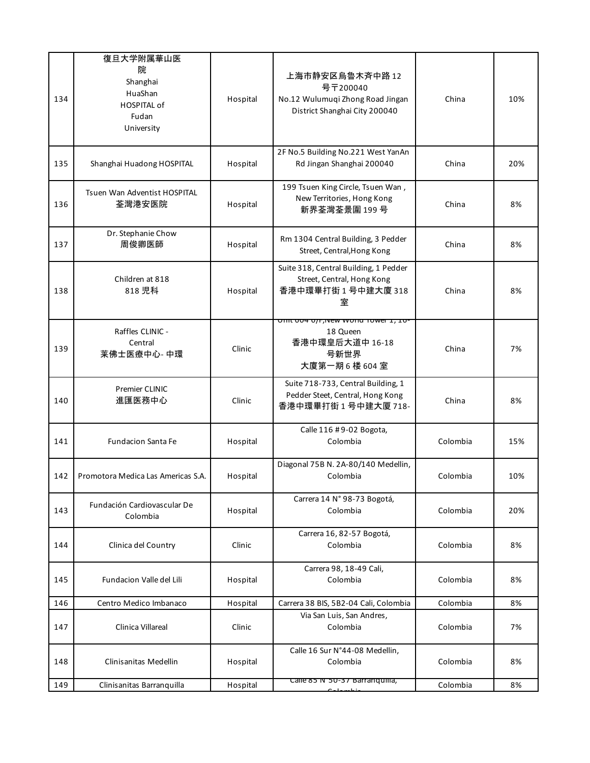| 134 | 復旦大学附属華山医院 Shanghai HuaShan HOSPITAL of Fudan University | Hospital | 上海市静安区烏魯木斉中路 12 号〒200040 No.12 Wulumuqi Zhong Road Jingan District Shanghai City 200040 | China | 10% |
|---|---|---|---|---|---|
| 135 | Shanghai Huadong HOSPITAL | Hospital | 2F No.5 Building No.221 West YanAn Rd Jingan Shanghai 200040 | China | 20% |
| 136 | Tsuen Wan Adventist HOSPITAL 荃灣港安医院 | Hospital | 199 Tsuen King Circle, Tsuen Wan , New Territories, Hong Kong 新界荃灣荃景圍 199 号 | China | 8% |
| 137 | Dr. Stephanie Chow 周俊卿医師 | Hospital | Rm 1304 Central Building, 3 Pedder Street, Central,Hong Kong | China | 8% |
| 138 | Children at 818 818 児科 | Hospital | Suite 318, Central Building, 1 Pedder Street, Central, Hong Kong 香港中環畢打街 1 号中建大廈 318 室 | China | 8% |
| 139 | Raffles CLINIC - Central 莱佛士医療中心- 中環 | Clinic | Unit 604 6/F,New World Tower 1, 16-18 Queen 香港中環皇后大道中 16-18 号新世界 大廈第一期 6 楼 604 室 | China | 7% |
| 140 | Premier CLINIC 進匯医務中心 | Clinic | Suite 718-733, Central Building, 1 Pedder Steet, Central, Hong Kong 香港中環畢打街 1 号中建大廈 718- | China | 8% |
| 141 | Fundacion Santa Fe | Hospital | Calle 116 # 9-02 Bogota, Colombia | Colombia | 15% |
| 142 | Promotora Medica Las Americas S.A. | Hospital | Diagonal 75B N. 2A-80/140 Medellin, Colombia | Colombia | 10% |
| 143 | Fundación Cardiovascular De Colombia | Hospital | Carrera 14 N° 98-73 Bogotá, Colombia | Colombia | 20% |
| 144 | Clinica del Country | Clinic | Carrera 16, 82-57 Bogotá, Colombia | Colombia | 8% |
| 145 | Fundacion Valle del Lili | Hospital | Carrera 98, 18-49 Cali, Colombia | Colombia | 8% |
| 146 | Centro Medico Imbanaco | Hospital | Carrera 38 BIS, 5B2-04 Cali, Colombia | Colombia | 8% |
| 147 | Clinica Villareal | Clinic | Via San Luis, San Andres, Colombia | Colombia | 7% |
| 148 | Clinisanitas Medellin | Hospital | Calle 16 Sur N°44-08 Medellin, Colombia | Colombia | 8% |
| 149 | Clinisanitas Barranquilla | Hospital | Calle 85 N°50-37 Barranquilla, Colombia | Colombia | 8% |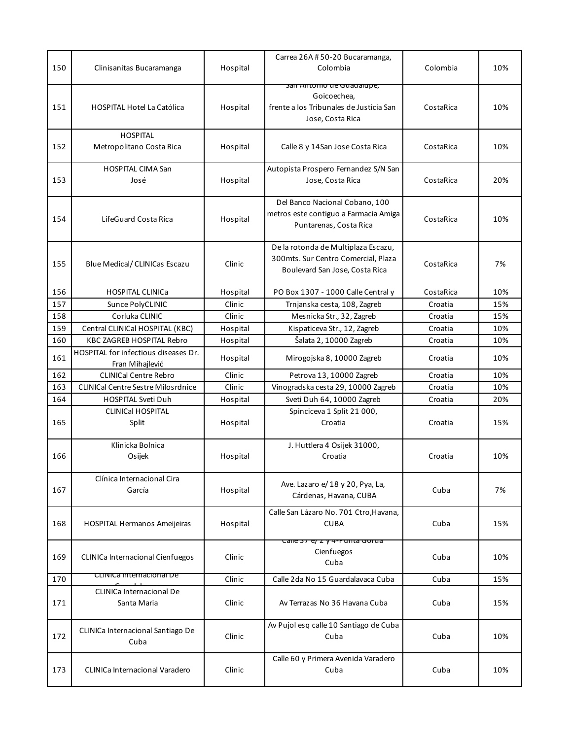| 150 | Clinisanitas Bucaramanga | Hospital | Carrea 26A # 50-20 Bucaramanga, Colombia | Colombia | 10% |
|---|---|---|---|---|---|
| 151 | HOSPITAL Hotel La Católica | Hospital | San Antonio de Guadalupe, Goicoechea, frente a los Tribunales de Justicia San Jose, Costa Rica | CostaRica | 10% |
| 152 | HOSPITAL Metropolitano Costa Rica | Hospital | Calle 8 y 14San Jose Costa Rica | CostaRica | 10% |
| 153 | HOSPITAL CIMA San José | Hospital | Autopista Prospero Fernandez S/N San Jose, Costa Rica | CostaRica | 20% |
| 154 | LifeGuard Costa Rica | Hospital | Del Banco Nacional Cobano, 100 metros este contiguo a Farmacia Amiga Puntarenas, Costa Rica | CostaRica | 10% |
| 155 | Blue Medical/ CLINICas Escazu | Clinic | De la rotonda de Multiplaza Escazu, 300mts. Sur Centro Comercial, Plaza Boulevard San Jose, Costa Rica | CostaRica | 7% |
| 156 | HOSPITAL CLINICa | Hospital | PO Box 1307 - 1000 Calle Central y | CostaRica | 10% |
| 157 | Sunce PolyCLINIC | Clinic | Trnjanska cesta, 108, Zagreb | Croatia | 15% |
| 158 | Corluka CLINIC | Clinic | Mesnicka Str., 32, Zagreb | Croatia | 15% |
| 159 | Central CLINICal HOSPITAL (KBC) | Hospital | Kispaticeva Str., 12, Zagreb | Croatia | 10% |
| 160 | KBC ZAGREB HOSPITAL Rebro | Hospital | Šalata 2, 10000 Zagreb | Croatia | 10% |
| 161 | HOSPITAL for infectious diseases Dr. Fran Mihajlević | Hospital | Mirogojska 8, 10000 Zagreb | Croatia | 10% |
| 162 | CLINICal Centre Rebro | Clinic | Petrova 13, 10000 Zagreb | Croatia | 10% |
| 163 | CLINICal Centre Sestre Milosrdnice | Clinic | Vinogradska cesta 29, 10000 Zagreb | Croatia | 10% |
| 164 | HOSPITAL Sveti Duh | Hospital | Sveti Duh 64, 10000 Zagreb | Croatia | 20% |
| 165 | CLINICal HOSPITAL Split | Hospital | Spinciceva 1 Split 21 000, Croatia | Croatia | 15% |
| 166 | Klinicka Bolnica Osijek | Hospital | J. Huttlera 4 Osijek 31000, Croatia | Croatia | 10% |
| 167 | Clínica Internacional Cira García | Hospital | Ave. Lazaro e/ 18 y 20, Pya, La, Cárdenas, Havana, CUBA | Cuba | 7% |
| 168 | HOSPITAL Hermanos Ameijeiras | Hospital | Calle San Lázaro No. 701 Ctro,Havana, CUBA | Cuba | 15% |
| 169 | CLINICa Internacional Cienfuegos | Clinic | Calle 37 e/ 2 y 4 Punta Gorda Cienfuegos Cuba | Cuba | 10% |
| 170 | CLINICa Internacional De Guardalavaca | Clinic | Calle 2da No 15 Guardalavaca Cuba | Cuba | 15% |
| 171 | CLINICa Internacional De Santa Maria | Clinic | Av Terrazas No 36 Havana Cuba | Cuba | 15% |
| 172 | CLINICa Internacional Santiago De Cuba | Clinic | Av Pujol esq calle 10 Santiago de Cuba Cuba | Cuba | 10% |
| 173 | CLINICa Internacional Varadero | Clinic | Calle 60 y Primera Avenida Varadero Cuba | Cuba | 10% |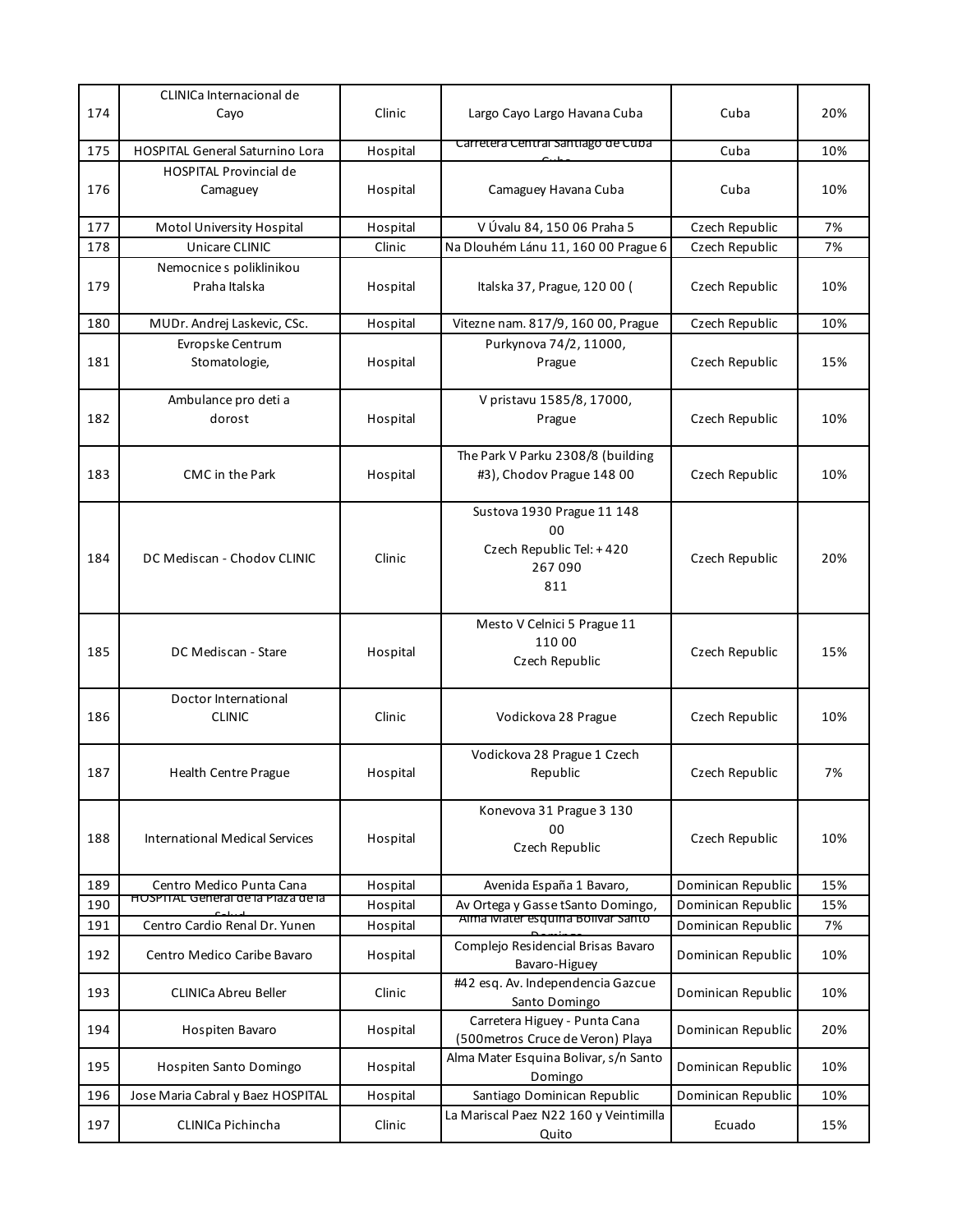| 174 | CLINICa Internacional de Cayo | Clinic | Largo Cayo Largo Havana Cuba | Cuba | 20% |
|---|---|---|---|---|---|
| 175 | HOSPITAL General Saturnino Lora | Hospital | Carretera Central Santiago de Cuba Cuba | Cuba | 10% |
| 176 | HOSPITAL Provincial de Camaguey | Hospital | Camaguey Havana Cuba | Cuba | 10% |
| 177 | Motol University Hospital | Hospital | V Úvalu 84, 150 06 Praha 5 | Czech Republic | 7% |
| 178 | Unicare CLINIC | Clinic | Na Dlouhém Lánu 11, 160 00 Prague 6 | Czech Republic | 7% |
| 179 | Nemocnice s poliklinikou Praha Italska | Hospital | Italska 37, Prague, 120 00 ( | Czech Republic | 10% |
| 180 | MUDr. Andrej Laskevic, CSc. | Hospital | Vitezne nam. 817/9, 160 00, Prague | Czech Republic | 10% |
| 181 | Evropske Centrum Stomatologie, | Hospital | Purkynova 74/2, 11000, Prague | Czech Republic | 15% |
| 182 | Ambulance pro deti a dorost | Hospital | V pristavu 1585/8, 17000, Prague | Czech Republic | 10% |
| 183 | CMC in the Park | Hospital | The Park V Parku 2308/8 (building #3), Chodov Prague 148 00 | Czech Republic | 10% |
| 184 | DC Mediscan - Chodov CLINIC | Clinic | Sustova 1930 Prague 11 148 00 Czech Republic Tel: +420 267 090 811 | Czech Republic | 20% |
| 185 | DC Mediscan - Stare | Hospital | Mesto V Celnici 5 Prague 11 110 00 Czech Republic | Czech Republic | 15% |
| 186 | Doctor International CLINIC | Clinic | Vodickova 28 Prague | Czech Republic | 10% |
| 187 | Health Centre Prague | Hospital | Vodickova 28 Prague 1 Czech Republic | Czech Republic | 7% |
| 188 | International Medical Services | Hospital | Konevova 31 Prague 3 130 00 Czech Republic | Czech Republic | 10% |
| 189 | Centro Medico Punta Cana | Hospital | Avenida España 1 Bavaro, | Dominican Republic | 15% |
| 190 | HOSPITAL General de la Plaza de la Salud | Hospital | Av Ortega y Gasse tSanto Domingo, | Dominican Republic | 15% |
| 191 | Centro Cardio Renal Dr. Yunen | Hospital | Alma Mater esquina Bolivar Santo Domingo | Dominican Republic | 7% |
| 192 | Centro Medico Caribe Bavaro | Hospital | Complejo Residencial Brisas Bavaro Bavaro-Higuey | Dominican Republic | 10% |
| 193 | CLINICa Abreu Beller | Clinic | #42 esq. Av. Independencia Gazcue Santo Domingo | Dominican Republic | 10% |
| 194 | Hospiten Bavaro | Hospital | Carretera Higuey - Punta Cana (500metros Cruce de Veron) Playa | Dominican Republic | 20% |
| 195 | Hospiten Santo Domingo | Hospital | Alma Mater Esquina Bolivar, s/n Santo Domingo | Dominican Republic | 10% |
| 196 | Jose Maria Cabral y Baez HOSPITAL | Hospital | Santiago Dominican Republic | Dominican Republic | 10% |
| 197 | CLINICa Pichincha | Clinic | La Mariscal Paez N22 160 y Veintimilla Quito | Ecuado | 15% |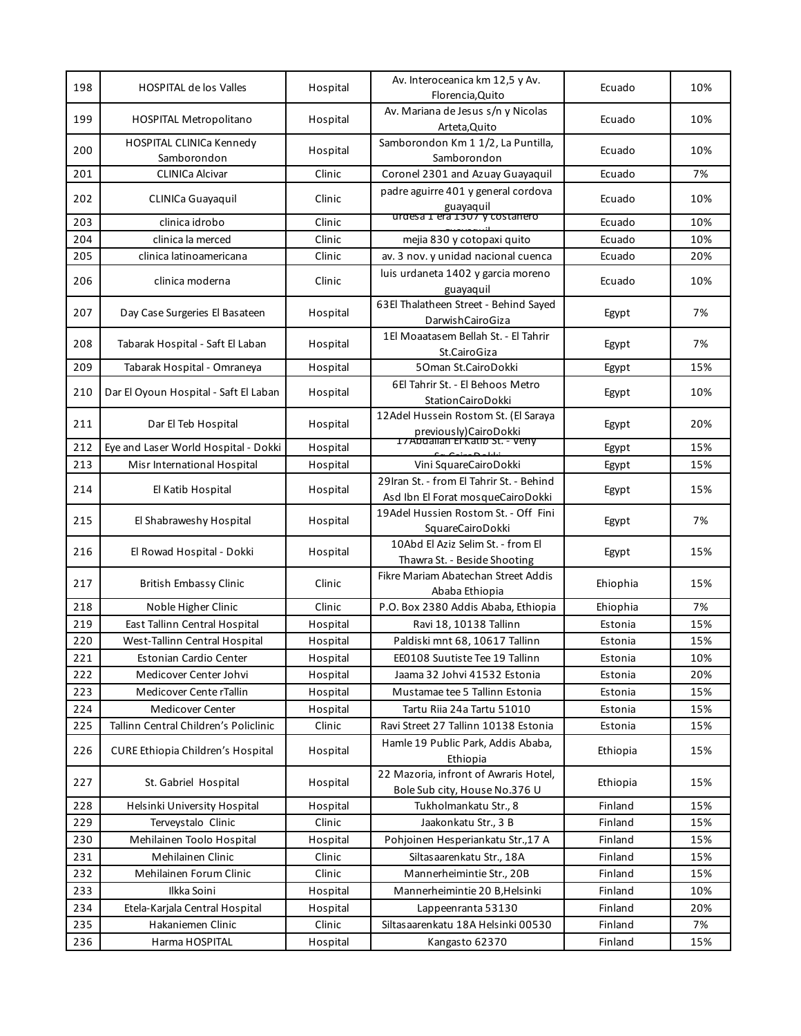| 198 | HOSPITAL de los Valles | Hospital | Av. Interoceanica km 12,5 y Av. Florencia,Quito | Ecuado | 10% |
|---|---|---|---|---|---|
| 199 | HOSPITAL Metropolitano | Hospital | Av. Mariana de Jesus s/n y Nicolas Arteta,Quito | Ecuado | 10% |
| 200 | HOSPITAL CLINICa Kennedy Samborondon | Hospital | Samborondon Km 1 1/2, La Puntilla, Samborondon | Ecuado | 10% |
| 201 | CLINICa Alcivar | Clinic | Coronel 2301 and Azuay Guayaquil | Ecuado | 7% |
| 202 | CLINICa Guayaquil | Clinic | padre aguirre 401 y general cordova guayaquil | Ecuado | 10% |
| 203 | clinica idrobo | Clinic | urdesa 1 era 1307 y costanero guayaquil | Ecuado | 10% |
| 204 | clinica la merced | Clinic | mejia 830 y cotopaxi quito | Ecuado | 10% |
| 205 | clinica latinoamericana | Clinic | av. 3 nov. y unidad nacional cuenca | Ecuado | 20% |
| 206 | clinica moderna | Clinic | luis urdaneta 1402 y garcia moreno guayaquil | Ecuado | 10% |
| 207 | Day Case Surgeries El Basateen | Hospital | 63El Thalatheen Street - Behind Sayed DarwishCairoGiza | Egypt | 7% |
| 208 | Tabarak Hospital - Saft El Laban | Hospital | 1El Moaatasem Bellah St. - El Tahrir St.CairoGiza | Egypt | 7% |
| 209 | Tabarak Hospital - Omraneya | Hospital | 5Oman St.CairoDokki | Egypt | 15% |
| 210 | Dar El Oyoun Hospital - Saft El Laban | Hospital | 6El Tahrir St. - El Behoos Metro StationCairoDokki | Egypt | 10% |
| 211 | Dar El Teb Hospital | Hospital | 12Adel Hussein Rostom St. (El Saraya previously)CairoDokki | Egypt | 20% |
| 212 | Eye and Laser World Hospital - Dokki | Hospital | 17Abdallah El Katib St. - Veny Sq.CairoDokki | Egypt | 15% |
| 213 | Misr International Hospital | Hospital | Vini SquareCairoDokki | Egypt | 15% |
| 214 | El Katib Hospital | Hospital | 29Iran St. - from El Tahrir St. - Behind Asd Ibn El Forat mosqueCairoDokki | Egypt | 15% |
| 215 | El Shabraweshy Hospital | Hospital | 19Adel Hussien Rostom St. - Off Fini SquareCairoDokki | Egypt | 7% |
| 216 | El Rowad Hospital - Dokki | Hospital | 10Abd El Aziz Selim St. - from El Thawra St. - Beside Shooting | Egypt | 15% |
| 217 | British Embassy Clinic | Clinic | Fikre Mariam Abatechan Street Addis Ababa Ethiopia | Ehiophia | 15% |
| 218 | Noble Higher Clinic | Clinic | P.O. Box 2380 Addis Ababa, Ethiopia | Ehiophia | 7% |
| 219 | East Tallinn Central Hospital | Hospital | Ravi 18, 10138 Tallinn | Estonia | 15% |
| 220 | West-Tallinn Central Hospital | Hospital | Paldiski mnt 68, 10617 Tallinn | Estonia | 15% |
| 221 | Estonian Cardio Center | Hospital | EE0108 Suutiste Tee 19 Tallinn | Estonia | 10% |
| 222 | Medicover Center Johvi | Hospital | Jaama 32 Johvi 41532 Estonia | Estonia | 20% |
| 223 | Medicover Cente rTallin | Hospital | Mustamae tee 5 Tallinn Estonia | Estonia | 15% |
| 224 | Medicover Center | Hospital | Tartu Riia 24a Tartu 51010 | Estonia | 15% |
| 225 | Tallinn Central Children's Policlinic | Clinic | Ravi Street 27 Tallinn 10138 Estonia | Estonia | 15% |
| 226 | CURE Ethiopia Children's Hospital | Hospital | Hamle 19 Public Park, Addis Ababa, Ethiopia | Ethiopia | 15% |
| 227 | St. Gabriel Hospital | Hospital | 22 Mazoria, infront of Awraris Hotel, Bole Sub city, House No.376 U | Ethiopia | 15% |
| 228 | Helsinki University Hospital | Hospital | Tukholmankatu Str., 8 | Finland | 15% |
| 229 | Terveystalo Clinic | Clinic | Jaakonkatu Str., 3 B | Finland | 15% |
| 230 | Mehilainen Toolo Hospital | Hospital | Pohjoinen Hesperiankatu Str.,17 A | Finland | 15% |
| 231 | Mehilainen Clinic | Clinic | Siltasaarenkatu Str., 18A | Finland | 15% |
| 232 | Mehilainen Forum Clinic | Clinic | Mannerheimintie Str., 20B | Finland | 15% |
| 233 | Ilkka Soini | Hospital | Mannerheimintie 20 B,Helsinki | Finland | 10% |
| 234 | Etela-Karjala Central Hospital | Hospital | Lappeenranta 53130 | Finland | 20% |
| 235 | Hakaniemen Clinic | Clinic | Siltasaarenkatu 18A Helsinki 00530 | Finland | 7% |
| 236 | Harma HOSPITAL | Hospital | Kangasto 62370 | Finland | 15% |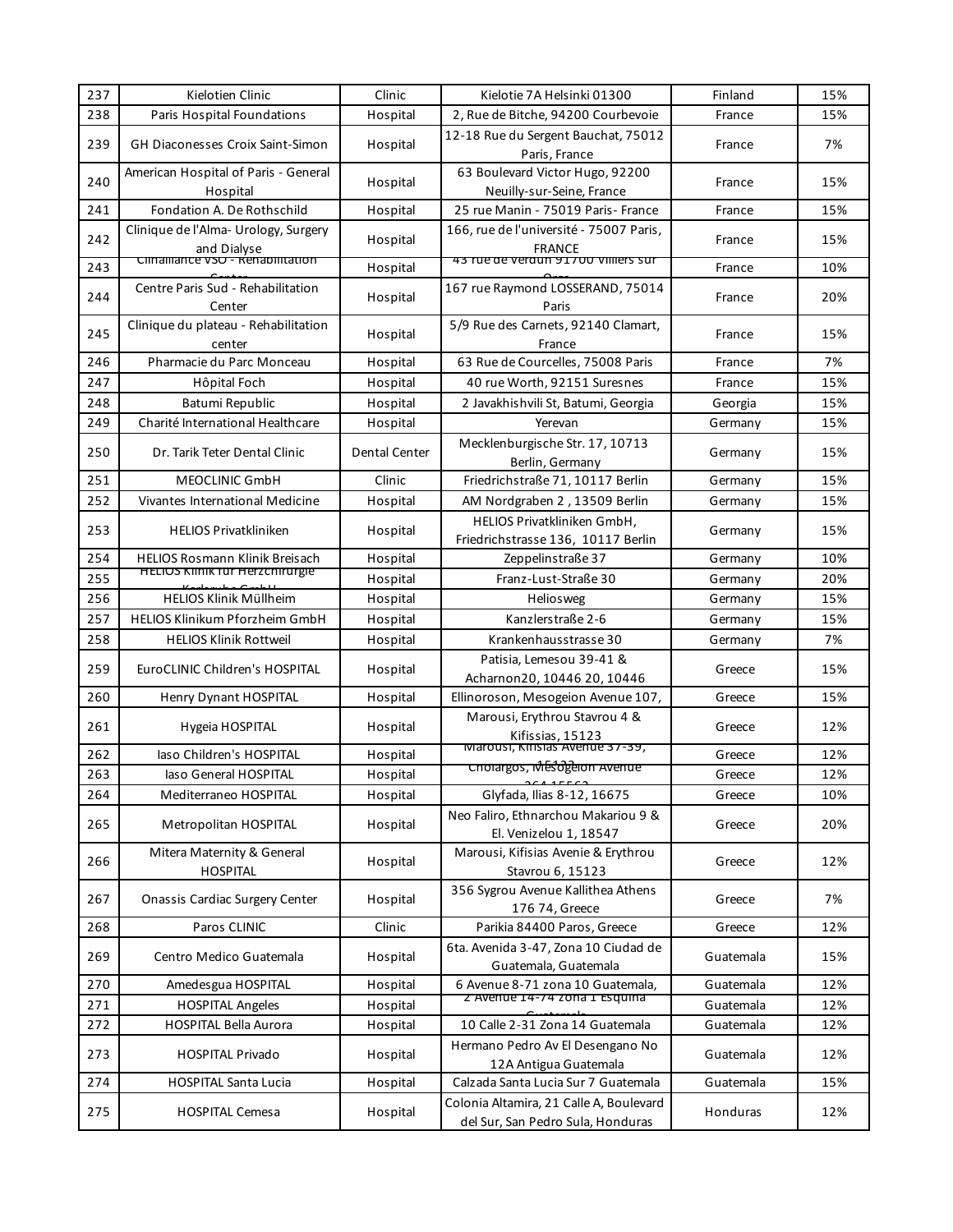| 237 | Kielotien Clinic | Clinic | Kielotie 7A Helsinki 01300 | Finland | 15% |
|---|---|---|---|---|---|
| 238 | Paris Hospital Foundations | Hospital | 2, Rue de Bitche, 94200 Courbevoie | France | 15% |
| 239 | GH Diaconesses Croix Saint-Simon | Hospital | 12-18 Rue du Sergent Bauchat, 75012 Paris, France | France | 7% |
| 240 | American Hospital of Paris - General Hospital | Hospital | 63 Boulevard Victor Hugo, 92200 Neuilly-sur-Seine, France | France | 15% |
| 241 | Fondation A. De Rothschild | Hospital | 25 rue Manin - 75019 Paris- France | France | 15% |
| 242 | Clinique de l'Alma- Urology, Surgery and Dialyse | Hospital | 166, rue de l'université - 75007 Paris, FRANCE | France | 15% |
| 243 | Clinalliance VSO - Rehabilitation Center | Hospital | 43 rue de Verdun 91700 Villiers sur Orge | France | 10% |
| 244 | Centre Paris Sud - Rehabilitation Center | Hospital | 167 rue Raymond LOSSERAND, 75014 Paris | France | 20% |
| 245 | Clinique du plateau - Rehabilitation center | Hospital | 5/9 Rue des Carnets, 92140 Clamart, France | France | 15% |
| 246 | Pharmacie du Parc Monceau | Hospital | 63 Rue de Courcelles, 75008 Paris | France | 7% |
| 247 | Hôpital Foch | Hospital | 40 rue Worth, 92151 Suresnes | France | 15% |
| 248 | Batumi Republic | Hospital | 2 Javakhishvili St, Batumi, Georgia | Georgia | 15% |
| 249 | Charité International Healthcare | Hospital | Yerevan | Germany | 15% |
| 250 | Dr. Tarik Teter Dental Clinic | Dental Center | Mecklenburgische Str. 17, 10713 Berlin, Germany | Germany | 15% |
| 251 | MEOCLINIC GmbH | Clinic | Friedrichstraße 71, 10117 Berlin | Germany | 15% |
| 252 | Vivantes International Medicine | Hospital | AM Nordgraben 2 , 13509 Berlin | Germany | 15% |
| 253 | HELIOS Privatkliniken | Hospital | HELIOS Privatkliniken GmbH, Friedrichstrasse 136, 10117 Berlin | Germany | 15% |
| 254 | HELIOS Rosmann Klinik Breisach | Hospital | Zeppelinstraße 37 | Germany | 10% |
| 255 | HELIOS Klinik für Herzchirurgie Karlsruhe GmbH | Hospital | Franz-Lust-Straße 30 | Germany | 20% |
| 256 | HELIOS Klinik Müllheim | Hospital | Heliosweg | Germany | 15% |
| 257 | HELIOS Klinikum Pforzheim GmbH | Hospital | Kanzlerstraße 2-6 | Germany | 15% |
| 258 | HELIOS Klinik Rottweil | Hospital | Krankenhausstrasse 30 | Germany | 7% |
| 259 | EuroCLINIC Children's HOSPITAL | Hospital | Patisia, Lemesou 39-41 & Acharnon20, 10446 20, 10446 | Greece | 15% |
| 260 | Henry Dynant HOSPITAL | Hospital | Ellinoroson, Mesogeion Avenue 107, | Greece | 15% |
| 261 | Hygeia HOSPITAL | Hospital | Marousi, Erythrou Stavrou 4 & Kifissias, 15123 | Greece | 12% |
| 262 | Iaso Children's HOSPITAL | Hospital | Marousi, Kifisias Avenue 37-39, 15123 | Greece | 12% |
| 263 | Iaso General HOSPITAL | Hospital | Cholargos, Mesogeion Avenue 264 15562 | Greece | 12% |
| 264 | Mediterraneo HOSPITAL | Hospital | Glyfada, Ilias 8-12, 16675 | Greece | 10% |
| 265 | Metropolitan HOSPITAL | Hospital | Neo Faliro, Ethnarchou Makariou 9 & El. Venizelou 1, 18547 | Greece | 20% |
| 266 | Mitera Maternity & General HOSPITAL | Hospital | Marousi, Kifisias Avenie & Erythrou Stavrou 6, 15123 | Greece | 12% |
| 267 | Onassis Cardiac Surgery Center | Hospital | 356 Sygrou Avenue Kallithea Athens 176 74, Greece | Greece | 7% |
| 268 | Paros CLINIC | Clinic | Parikia 84400 Paros, Greece | Greece | 12% |
| 269 | Centro Medico Guatemala | Hospital | 6ta. Avenida 3-47, Zona 10 Ciudad de Guatemala, Guatemala | Guatemala | 15% |
| 270 | Amedesgua HOSPITAL | Hospital | 6 Avenue 8-71 zona 10 Guatemala, | Guatemala | 12% |
| 271 | HOSPITAL Angeles | Hospital | 2 Avenue 14-74 zona 1 Esquina Guatemala | Guatemala | 12% |
| 272 | HOSPITAL Bella Aurora | Hospital | 10 Calle 2-31 Zona 14 Guatemala | Guatemala | 12% |
| 273 | HOSPITAL Privado | Hospital | Hermano Pedro Av El Desengano No 12A Antigua Guatemala | Guatemala | 12% |
| 274 | HOSPITAL Santa Lucia | Hospital | Calzada Santa Lucia Sur 7 Guatemala | Guatemala | 15% |
| 275 | HOSPITAL Cemesa | Hospital | Colonia Altamira, 21 Calle A, Boulevard del Sur, San Pedro Sula, Honduras | Honduras | 12% |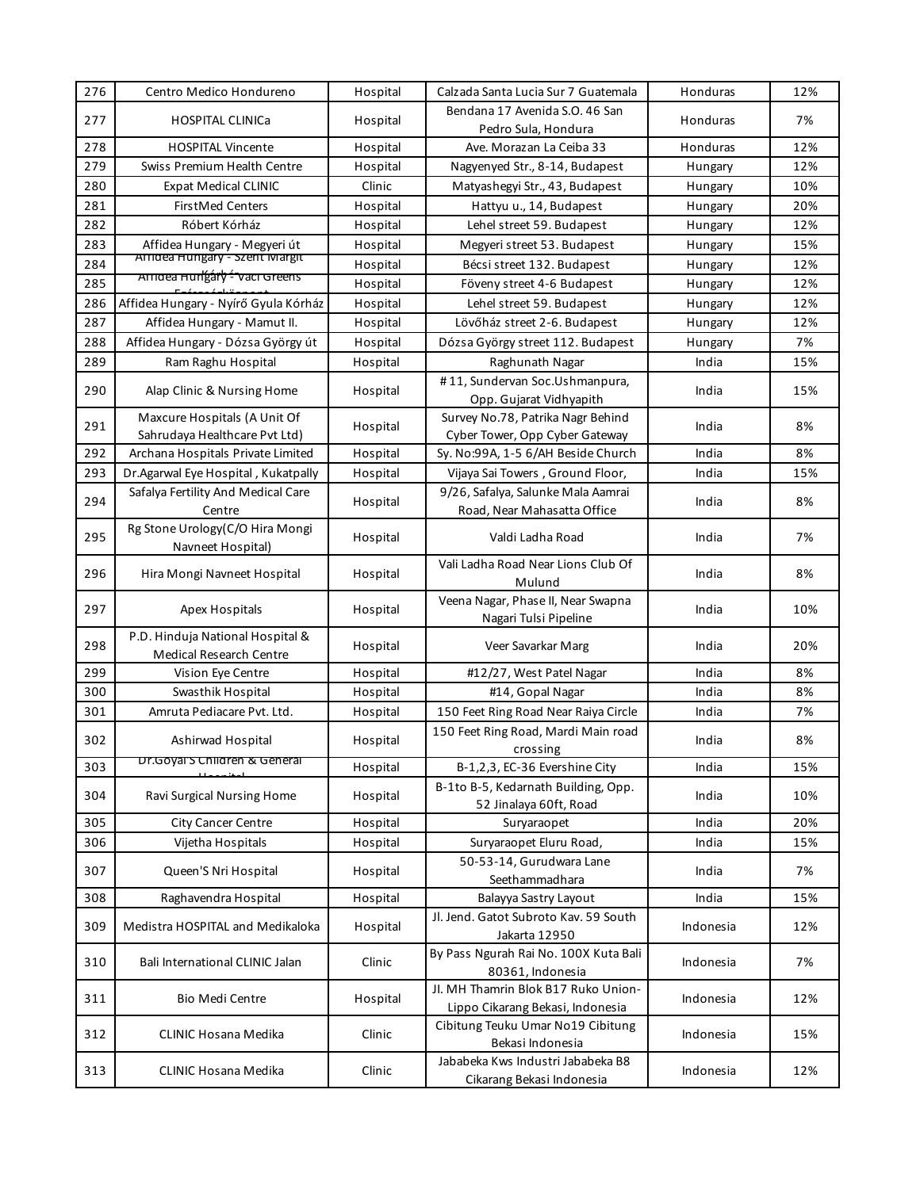| 276 | Centro Medico Hondureno | Hospital | Calzada Santa Lucia Sur 7 Guatemala | Honduras | 12% |
|---|---|---|---|---|---|
| 277 | HOSPITAL CLINICa | Hospital | Bendana 17 Avenida S.O. 46 San Pedro Sula, Hondura | Honduras | 7% |
| 278 | HOSPITAL Vincente | Hospital | Ave. Morazan La Ceiba 33 | Honduras | 12% |
| 279 | Swiss Premium Health Centre | Hospital | Nagyenyed Str., 8-14, Budapest | Hungary | 12% |
| 280 | Expat Medical CLINIC | Clinic | Matyashegyi Str., 43, Budapest | Hungary | 10% |
| 281 | FirstMed Centers | Hospital | Hattyu u., 14, Budapest | Hungary | 20% |
| 282 | Róbert Kórház | Hospital | Lehel street 59. Budapest | Hungary | 12% |
| 283 | Affidea Hungary - Megyeri út | Hospital | Megyeri street 53. Budapest | Hungary | 15% |
| 284 | Affidea Hungary - Szent Margit Kórház | Hospital | Bécsi street 132. Budapest | Hungary | 12% |
| 285 | Affidea Hungary - Váci Greens Egészségközpont | Hospital | Föveny street 4-6 Budapest | Hungary | 12% |
| 286 | Affidea Hungary - Nyírő Gyula Kórház | Hospital | Lehel street 59. Budapest | Hungary | 12% |
| 287 | Affidea Hungary - Mamut II. | Hospital | Lövőház street 2-6. Budapest | Hungary | 12% |
| 288 | Affidea Hungary - Dózsa György út | Hospital | Dózsa György street 112. Budapest | Hungary | 7% |
| 289 | Ram Raghu Hospital | Hospital | Raghunath Nagar | India | 15% |
| 290 | Alap Clinic & Nursing Home | Hospital | # 11, Sundervan Soc.Ushmanpura, Opp. Gujarat Vidhyapith | India | 15% |
| 291 | Maxcure Hospitals (A Unit Of Sahrudaya Healthcare Pvt Ltd) | Hospital | Survey No.78, Patrika Nagr Behind Cyber Tower, Opp Cyber Gateway | India | 8% |
| 292 | Archana Hospitals Private Limited | Hospital | Sy. No:99A, 1-5 6/AH Beside Church | India | 8% |
| 293 | Dr.Agarwal Eye Hospital , Kukatpally | Hospital | Vijaya Sai Towers , Ground Floor, | India | 15% |
| 294 | Safalya Fertility And Medical Care Centre | Hospital | 9/26, Safalya, Salunke Mala Aamrai Road, Near Mahasatta Office | India | 8% |
| 295 | Rg Stone Urology(C/O Hira Mongi Navneet Hospital) | Hospital | Valdi Ladha Road | India | 7% |
| 296 | Hira Mongi Navneet Hospital | Hospital | Vali Ladha Road Near Lions Club Of Mulund | India | 8% |
| 297 | Apex Hospitals | Hospital | Veena Nagar, Phase II, Near Swapna Nagari Tulsi Pipeline | India | 10% |
| 298 | P.D. Hinduja National Hospital & Medical Research Centre | Hospital | Veer Savarkar Marg | India | 20% |
| 299 | Vision Eye Centre | Hospital | #12/27, West Patel Nagar | India | 8% |
| 300 | Swasthik Hospital | Hospital | #14, Gopal Nagar | India | 8% |
| 301 | Amruta Pediacare Pvt. Ltd. | Hospital | 150 Feet Ring Road Near Raiya Circle | India | 7% |
| 302 | Ashirwad Hospital | Hospital | 150 Feet Ring Road, Mardi Main road crossing | India | 8% |
| 303 | Dr.Goyal'S Children & General Hospital | Hospital | B-1,2,3, EC-36 Evershine City | India | 15% |
| 304 | Ravi Surgical Nursing Home | Hospital | B-1to B-5, Kedarnath Building, Opp. 52 Jinalaya 60ft, Road | India | 10% |
| 305 | City Cancer Centre | Hospital | Suryaraopet | India | 20% |
| 306 | Vijetha Hospitals | Hospital | Suryaraopet Eluru Road, | India | 15% |
| 307 | Queen'S Nri Hospital | Hospital | 50-53-14, Gurudwara Lane Seethammadhara | India | 7% |
| 308 | Raghavendra Hospital | Hospital | Balayya Sastry Layout | India | 15% |
| 309 | Medistra HOSPITAL and Medikaloka | Hospital | Jl. Jend. Gatot Subroto Kav. 59 South Jakarta 12950 | Indonesia | 12% |
| 310 | Bali International CLINIC Jalan | Clinic | By Pass Ngurah Rai No. 100X Kuta Bali 80361, Indonesia | Indonesia | 7% |
| 311 | Bio Medi Centre | Hospital | Jl. MH Thamrin Blok B17 Ruko Union-Lippo Cikarang Bekasi, Indonesia | Indonesia | 12% |
| 312 | CLINIC Hosana Medika | Clinic | Cibitung Teuku Umar No19 Cibitung Bekasi Indonesia | Indonesia | 15% |
| 313 | CLINIC Hosana Medika | Clinic | Jababeka Kws Industri Jababeka B8 Cikarang Bekasi Indonesia | Indonesia | 12% |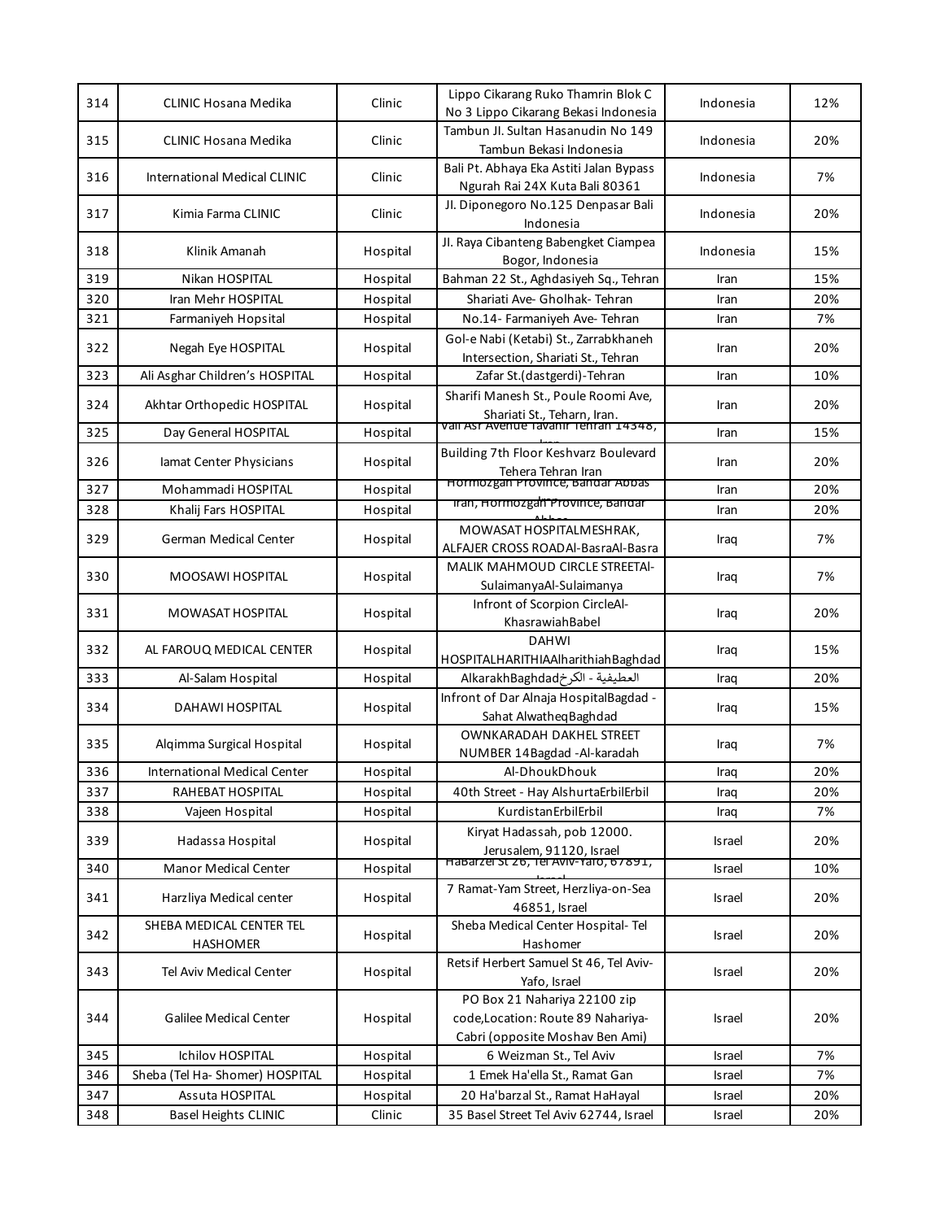| | | | | | |
|---|---|---|---|---|---|
| 314 | CLINIC Hosana Medika | Clinic | Lippo Cikarang Ruko Thamrin Blok C No 3 Lippo Cikarang Bekasi Indonesia | Indonesia | 12% |
| 315 | CLINIC Hosana Medika | Clinic | Tambun Jl. Sultan Hasanudin No 149 Tambun Bekasi Indonesia | Indonesia | 20% |
| 316 | International Medical CLINIC | Clinic | Bali Pt. Abhaya Eka Astiti Jalan Bypass Ngurah Rai 24X Kuta Bali 80361 | Indonesia | 7% |
| 317 | Kimia Farma CLINIC | Clinic | Jl. Diponegoro No.125 Denpasar Bali Indonesia | Indonesia | 20% |
| 318 | Klinik Amanah | Hospital | Jl. Raya Cibanteng Babengket Ciampea Bogor, Indonesia | Indonesia | 15% |
| 319 | Nikan HOSPITAL | Hospital | Bahman 22 St., Aghdasiyeh Sq., Tehran | Iran | 15% |
| 320 | Iran Mehr HOSPITAL | Hospital | Shariati Ave- Gholhak- Tehran | Iran | 20% |
| 321 | Farmaniyeh Hopsital | Hospital | No.14- Farmaniyeh Ave- Tehran | Iran | 7% |
| 322 | Negah Eye HOSPITAL | Hospital | Gol-e Nabi (Ketabi) St., Zarrabkhaneh Intersection, Shariati St., Tehran | Iran | 20% |
| 323 | Ali Asghar Children's HOSPITAL | Hospital | Zafar St.(dastgerdi)-Tehran | Iran | 10% |
| 324 | Akhtar Orthopedic HOSPITAL | Hospital | Sharifi Manesh St., Poule Roomi Ave, Shariati St., Teharn, Iran. | Iran | 20% |
| 325 | Day General HOSPITAL | Hospital | Vali Asr Avenue Tavanir Tehran 14348, Iran | Iran | 15% |
| 326 | Iamat Center Physicians | Hospital | Building 7th Floor Keshvarz Boulevard Tehera Tehran Iran | Iran | 20% |
| 327 | Mohammadi HOSPITAL | Hospital | Hormozgan Province, Bandar Abbas Iran | Iran | 20% |
| 328 | Khalij Fars HOSPITAL | Hospital | Iran, Hormozgan Province, Bandar Abbas | Iran | 20% |
| 329 | German Medical Center | Hospital | MOWASAT HOSPITALMESHRAK, ALFAJER CROSS ROADAl-BasraAl-Basra | Iraq | 7% |
| 330 | MOOSAWI HOSPITAL | Hospital | MALIK MAHMOUD CIRCLE STREETAl-SulaimanyaAl-Sulaimanya | Iraq | 7% |
| 331 | MOWASAT HOSPITAL | Hospital | Infront of Scorpion CircleAl-KhasrawiahBabel | Iraq | 20% |
| 332 | AL FAROUQ MEDICAL CENTER | Hospital | DAHWI HOSPITALHARITHIAAlharithiahBaghdad | Iraq | 15% |
| 333 | Al-Salam Hospital | Hospital | AlkarakhBaghdadالعطيفية - الكرخ | Iraq | 20% |
| 334 | DAHAWI HOSPITAL | Hospital | Infront of Dar Alnaja HospitalBagdad - Sahat AlwatheqBaghdad | Iraq | 15% |
| 335 | Alqimma Surgical Hospital | Hospital | OWNKARADAH DAKHEL STREET NUMBER 14Bagdad -Al-karadah | Iraq | 7% |
| 336 | International Medical Center | Hospital | Al-DhoukDhouk | Iraq | 20% |
| 337 | RAHEBAT HOSPITAL | Hospital | 40th Street - Hay AlshurtaErbilErbil | Iraq | 20% |
| 338 | Vajeen Hospital | Hospital | KurdistanErbilErbil | Iraq | 7% |
| 339 | Hadassa Hospital | Hospital | Kiryat Hadassah, pob 12000. Jerusalem, 91120, Israel | Israel | 20% |
| 340 | Manor Medical Center | Hospital | HaBarzel St 26, Tel Aviv-Yafo, 67891, Israel | Israel | 10% |
| 341 | Harzliya Medical center | Hospital | 7 Ramat-Yam Street, Herzliya-on-Sea 46851, Israel | Israel | 20% |
| 342 | SHEBA MEDICAL CENTER TEL HASHOMER | Hospital | Sheba Medical Center Hospital- Tel Hashomer | Israel | 20% |
| 343 | Tel Aviv Medical Center | Hospital | Retsif Herbert Samuel St 46, Tel Aviv-Yafo, Israel | Israel | 20% |
| 344 | Galilee Medical Center | Hospital | PO Box 21 Nahariya 22100 zip code,Location: Route 89 Nahariya-Cabri (opposite Moshav Ben Ami) | Israel | 20% |
| 345 | Ichilov HOSPITAL | Hospital | 6 Weizman St., Tel Aviv | Israel | 7% |
| 346 | Sheba (Tel Ha- Shomer) HOSPITAL | Hospital | 1 Emek Ha'ella St., Ramat Gan | Israel | 7% |
| 347 | Assuta HOSPITAL | Hospital | 20 Ha'barzal St., Ramat HaHayal | Israel | 20% |
| 348 | Basel Heights CLINIC | Clinic | 35 Basel Street Tel Aviv 62744, Israel | Israel | 20% |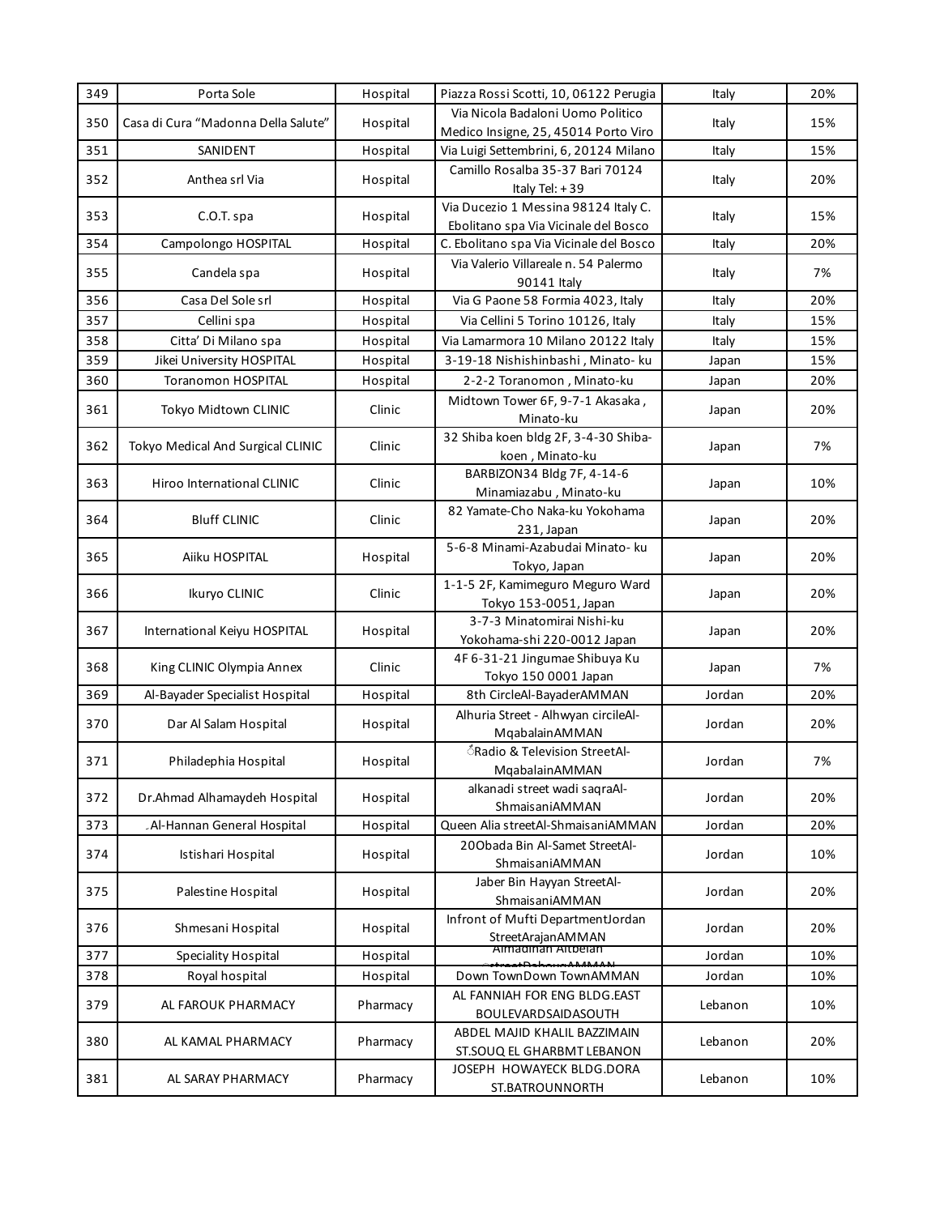| 349 | Porta Sole | Hospital | Piazza Rossi Scotti, 10, 06122 Perugia | Italy | 20% |
|---|---|---|---|---|---|
| 350 | Casa di Cura “Madonna Della Salute” | Hospital | Via Nicola Badaloni Uomo Politico Medico Insigne, 25, 45014 Porto Viro | Italy | 15% |
| 351 | SANIDENT | Hospital | Via Luigi Settembrini, 6, 20124 Milano | Italy | 15% |
| 352 | Anthea srl Via | Hospital | Camillo Rosalba 35-37 Bari 70124 Italy Tel: +39 | Italy | 20% |
| 353 | C.O.T. spa | Hospital | Via Ducezio 1 Messina 98124 Italy C. Ebolitano spa Via Vicinale del Bosco | Italy | 15% |
| 354 | Campolongo HOSPITAL | Hospital | C. Ebolitano spa Via Vicinale del Bosco | Italy | 20% |
| 355 | Candela spa | Hospital | Via Valerio Villareale n. 54 Palermo 90141 Italy | Italy | 7% |
| 356 | Casa Del Sole srl | Hospital | Via G Paone 58 Formia 4023, Italy | Italy | 20% |
| 357 | Cellini spa | Hospital | Via Cellini 5 Torino 10126, Italy | Italy | 15% |
| 358 | Citta’ Di Milano spa | Hospital | Via Lamarmora 10 Milano 20122 Italy | Italy | 15% |
| 359 | Jikei University HOSPITAL | Hospital | 3-19-18 Nishishinbashi , Minato- ku | Japan | 15% |
| 360 | Toranomon HOSPITAL | Hospital | 2-2-2 Toranomon , Minato-ku | Japan | 20% |
| 361 | Tokyo Midtown CLINIC | Clinic | Midtown Tower 6F, 9-7-1 Akasaka , Minato-ku | Japan | 20% |
| 362 | Tokyo Medical And Surgical CLINIC | Clinic | 32 Shiba koen bldg 2F, 3-4-30 Shiba-koen , Minato-ku | Japan | 7% |
| 363 | Hiroo International CLINIC | Clinic | BARBIZON34 Bldg 7F, 4-14-6 Minamiazabu , Minato-ku | Japan | 10% |
| 364 | Bluff CLINIC | Clinic | 82 Yamate-Cho Naka-ku Yokohama 231, Japan | Japan | 20% |
| 365 | Aiiku HOSPITAL | Hospital | 5-6-8 Minami-Azabudai Minato- ku Tokyo, Japan | Japan | 20% |
| 366 | Ikuryo CLINIC | Clinic | 1-1-5 2F, Kamimeguro Meguro Ward Tokyo 153-0051, Japan | Japan | 20% |
| 367 | International Keiyu HOSPITAL | Hospital | 3-7-3 Minatomirai Nishi-ku Yokohama-shi 220-0012 Japan | Japan | 20% |
| 368 | King CLINIC Olympia Annex | Clinic | 4F 6-31-21 Jingumae Shibuya Ku Tokyo 150 0001 Japan | Japan | 7% |
| 369 | Al-Bayader Specialist Hospital | Hospital | 8th CircleAl-BayaderAMMAN | Jordan | 20% |
| 370 | Dar Al Salam Hospital | Hospital | Alhuria Street - Alhwyan circleAl-MqabalainAMMAN | Jordan | 20% |
| 371 | Philadephia Hospital | Hospital | Radio & Television StreetAl-MqabalainAMMAN | Jordan | 7% |
| 372 | Dr.Ahmad Alhamaydeh Hospital | Hospital | alkanadi street wadi saqraAl-ShmaisaniAMMAN | Jordan | 20% |
| 373 | Al-Hannan General Hospital | Hospital | Queen Alia streetAl-ShmaisaniAMMAN | Jordan | 20% |
| 374 | Istishari Hospital | Hospital | 20Obada Bin Al-Samet StreetAl-ShmaisaniAMMAN | Jordan | 10% |
| 375 | Palestine Hospital | Hospital | Jaber Bin Hayyan StreetAl-ShmaisaniAMMAN | Jordan | 20% |
| 376 | Shmesani Hospital | Hospital | Infront of Mufti DepartmentJordan StreetArajanAMMAN | Jordan | 20% |
| 377 | Speciality Hospital | Hospital | Almadinah Altbeiah streetDabouqAMMAN | Jordan | 10% |
| 378 | Royal hospital | Hospital | Down TownDown TownAMMAN | Jordan | 10% |
| 379 | AL FAROUK PHARMACY | Pharmacy | AL FANNIAH FOR ENG BLDG.EAST BOULEVARDSAIDASOUTH | Lebanon | 10% |
| 380 | AL KAMAL PHARMACY | Pharmacy | ABDEL MAJID KHALIL BAZZIMAIN ST.SOUQ EL GHARBMT LEBANON | Lebanon | 20% |
| 381 | AL SARAY PHARMACY | Pharmacy | JOSEPH HOWAYECK BLDG.DORA ST.BATROUNNORTH | Lebanon | 10% |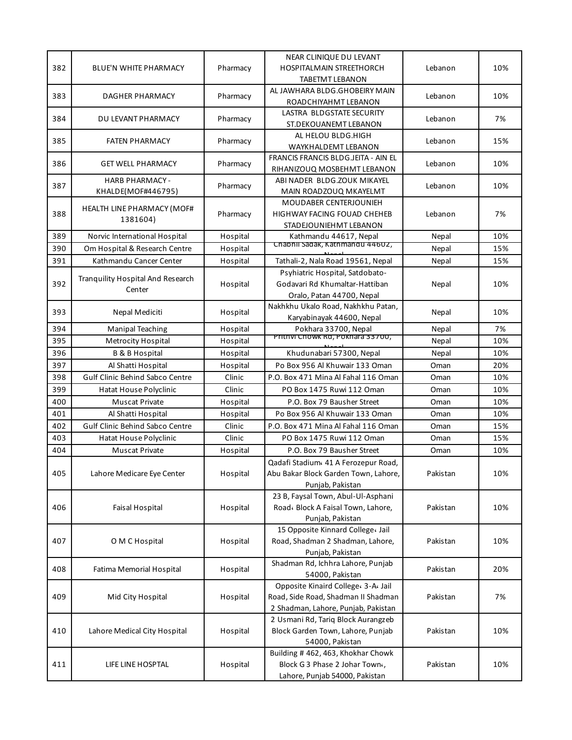| 382 | BLUE'N WHITE PHARMACY | Pharmacy | NEAR CLINIQUE DU LEVANT HOSPITALMAIN STREETHORCH TABETMT LEBANON | Lebanon | 10% |
|---|---|---|---|---|---|
| 383 | DAGHER PHARMACY | Pharmacy | AL JAWHARA BLDG.GHOBEIRY MAIN ROADCHIYAHMT LEBANON | Lebanon | 10% |
| 384 | DU LEVANT PHARMACY | Pharmacy | LASTRA BLDGSTATE SECURITY ST.DEKOUANEMT LEBANON | Lebanon | 7% |
| 385 | FATEN PHARMACY | Pharmacy | AL HELOU BLDG.HIGH WAYKHALDEMT LEBANON | Lebanon | 15% |
| 386 | GET WELL PHARMACY | Pharmacy | FRANCIS FRANCIS BLDG.JEITA - AIN EL RIHANIZOUQ MOSBEHMT LEBANON | Lebanon | 10% |
| 387 | HARB PHARMACY - KHALDE(MOF#446795) | Pharmacy | ABI NADER BLDG.ZOUK MIKAYEL MAIN ROADZOUQ MKAYELMT | Lebanon | 10% |
| 388 | HEALTH LINE PHARMACY (MOF# 1381604) | Pharmacy | MOUDABER CENTERJOUNIEH HIGHWAY FACING FOUAD CHEHEB STADEJOUNIEHMT LEBANON | Lebanon | 7% |
| 389 | Norvic International Hospital | Hospital | Kathmandu 44617, Nepal | Nepal | 10% |
| 390 | Om Hospital & Research Centre | Hospital | Chabhil Sadak, Kathmandu 44602, Nepal | Nepal | 15% |
| 391 | Kathmandu Cancer Center | Hospital | Tathali-2, Nala Road 19561, Nepal | Nepal | 15% |
| 392 | Tranquility Hospital And Research Center | Hospital | Psyhiatric Hospital, Satdobato-Godavari Rd Khumaltar-Hattiban Oralo, Patan 44700, Nepal | Nepal | 10% |
| 393 | Nepal Mediciti | Hospital | Nakhkhu Ukalo Road, Nakhkhu Patan, Karyabinayak 44600, Nepal | Nepal | 10% |
| 394 | Manipal Teaching | Hospital | Pokhara 33700, Nepal | Nepal | 7% |
| 395 | Metrocity Hospital | Hospital | Prithvi Chowk Rd, Pokhara 33700, Nepal | Nepal | 10% |
| 396 | B & B Hospital | Hospital | Khudunabari 57300, Nepal | Nepal | 10% |
| 397 | Al Shatti Hospital | Hospital | Po Box 956 Al Khuwair 133 Oman | Oman | 20% |
| 398 | Gulf Clinic Behind Sabco Centre | Clinic | P.O. Box 471 Mina Al Fahal 116 Oman | Oman | 10% |
| 399 | Hatat House Polyclinic | Clinic | PO Box 1475 Ruwi 112 Oman | Oman | 10% |
| 400 | Muscat Private | Hospital | P.O. Box 79 Bausher Street | Oman | 10% |
| 401 | Al Shatti Hospital | Hospital | Po Box 956 Al Khuwair 133 Oman | Oman | 10% |
| 402 | Gulf Clinic Behind Sabco Centre | Clinic | P.O. Box 471 Mina Al Fahal 116 Oman | Oman | 15% |
| 403 | Hatat House Polyclinic | Clinic | PO Box 1475 Ruwi 112 Oman | Oman | 15% |
| 404 | Muscat Private | Hospital | P.O. Box 79 Bausher Street | Oman | 10% |
| 405 | Lahore Medicare Eye Center | Hospital | Qadafi Stadium، 41 A Ferozepur Road, Abu Bakar Block Garden Town, Lahore, Punjab, Pakistan | Pakistan | 10% |
| 406 | Faisal Hospital | Hospital | 23 B, Faysal Town, Abul-Ul-Asphani Road، Block A Faisal Town, Lahore, Punjab, Pakistan | Pakistan | 10% |
| 407 | O M C Hospital | Hospital | 15 Opposite Kinnard College، Jail Road, Shadman 2 Shadman, Lahore, Punjab, Pakistan | Pakistan | 10% |
| 408 | Fatima Memorial Hospital | Hospital | Shadman Rd, Ichhra Lahore, Punjab 54000, Pakistan | Pakistan | 20% |
| 409 | Mid City Hospital | Hospital | Opposite Kinaird College، 3-A، Jail Road, Side Road, Shadman II Shadman 2 Shadman, Lahore, Punjab, Pakistan | Pakistan | 7% |
| 410 | Lahore Medical City Hospital | Hospital | 2 Usmani Rd, Tariq Block Aurangzeb Block Garden Town, Lahore, Punjab 54000, Pakistan | Pakistan | 10% |
| 411 | LIFE LINE HOSPTAL | Hospital | Building # 462, 463, Khokhar Chowk Block G 3 Phase 2 Johar Town، Lahore, Punjab 54000, Pakistan | Pakistan | 10% |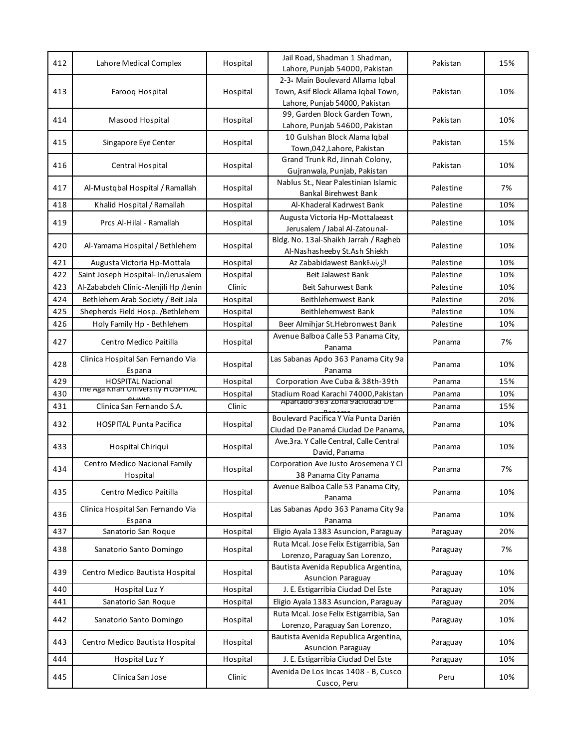| 412 | Lahore Medical Complex | Hospital | Jail Road, Shadman 1 Shadman, Lahore, Punjab 54000, Pakistan | Pakistan | 15% |
|---|---|---|---|---|---|
| 413 | Farooq Hospital | Hospital | 2-3، Main Boulevard Allama Iqbal Town, Asif Block Allama Iqbal Town, Lahore, Punjab 54000, Pakistan | Pakistan | 10% |
| 414 | Masood Hospital | Hospital | 99, Garden Block Garden Town, Lahore, Punjab 54600, Pakistan | Pakistan | 10% |
| 415 | Singapore Eye Center | Hospital | 10 Gulshan Block Alama Iqbal Town,042,Lahore, Pakistan | Pakistan | 15% |
| 416 | Central Hospital | Hospital | Grand Trunk Rd, Jinnah Colony, Gujranwala, Punjab, Pakistan | Pakistan | 10% |
| 417 | Al-Mustqbal Hospital / Ramallah | Hospital | Nablus St., Near Palestinian Islamic Bankal Birehwest Bank | Palestine | 7% |
| 418 | Khalid Hospital / Ramallah | Hospital | Al-Khaderal Kadrwest Bank | Palestine | 10% |
| 419 | Prcs Al-Hilal - Ramallah | Hospital | Augusta Victoria Hp-Mottalaeast Jerusalem / Jabal Al-Zatounal- | Palestine | 10% |
| 420 | Al-Yamama Hospital / Bethlehem | Hospital | Bldg. No. 13al-Shaikh Jarrah / Ragheb Al-Nashasheeby St.Ash Shiekh | Palestine | 10% |
| 421 | Augusta Victoria Hp-Mottala | Hospital | Az Zababidawest Bankالزبابدة | Palestine | 10% |
| 422 | Saint Joseph Hospital- In/Jerusalem | Hospital | Beit Jalawest Bank | Palestine | 10% |
| 423 | Al-Zababdeh Clinic-Alenjili Hp /Jenin | Clinic | Beit Sahurwest Bank | Palestine | 10% |
| 424 | Bethlehem Arab Society / Beit Jala | Hospital | Beithlehemwest Bank | Palestine | 20% |
| 425 | Shepherds Field Hosp. /Bethlehem | Hospital | Beithlehemwest Bank | Palestine | 10% |
| 426 | Holy Family Hp - Bethlehem | Hospital | Beer Almihjar St.Hebronwest Bank | Palestine | 10% |
| 427 | Centro Medico Paitilla | Hospital | Avenue Balboa Calle 53 Panama City, Panama | Panama | 7% |
| 428 | Clinica Hospital San Fernando Via Espana | Hospital | Las Sabanas Apdo 363 Panama City 9a Panama | Panama | 10% |
| 429 | HOSPITAL Nacional | Hospital | Corporation Ave Cuba & 38th-39th | Panama | 15% |
| 430 | The Aga Khan University HOSPITAL CLINIC | Hospital | Stadium Road Karachi 74000,Pakistan | Panama | 10% |
| 431 | Clinica San Fernando S.A. | Clinic | Apartado 363 Zona 9aciudad De Panama | Panama | 15% |
| 432 | HOSPITAL Punta Pacifica | Hospital | Boulevard Pacífica Y Vía Punta Darién Ciudad De Panamá Ciudad De Panama, | Panama | 10% |
| 433 | Hospital Chiriqui | Hospital | Ave.3ra. Y Calle Central, Calle Central David, Panama | Panama | 10% |
| 434 | Centro Medico Nacional Family Hospital | Hospital | Corporation Ave Justo Arosemena Y Cl 38 Panama City Panama | Panama | 7% |
| 435 | Centro Medico Paitilla | Hospital | Avenue Balboa Calle 53 Panama City, Panama | Panama | 10% |
| 436 | Clinica Hospital San Fernando Via Espana | Hospital | Las Sabanas Apdo 363 Panama City 9a Panama | Panama | 10% |
| 437 | Sanatorio San Roque | Hospital | Eligio Ayala 1383 Asuncion, Paraguay | Paraguay | 20% |
| 438 | Sanatorio Santo Domingo | Hospital | Ruta Mcal. Jose Felix Estigarribia, San Lorenzo, Paraguay San Lorenzo, | Paraguay | 7% |
| 439 | Centro Medico Bautista Hospital | Hospital | Bautista Avenida Republica Argentina, Asuncion Paraguay | Paraguay | 10% |
| 440 | Hospital Luz Y | Hospital | J. E. Estigarribia Ciudad Del Este | Paraguay | 10% |
| 441 | Sanatorio San Roque | Hospital | Eligio Ayala 1383 Asuncion, Paraguay | Paraguay | 20% |
| 442 | Sanatorio Santo Domingo | Hospital | Ruta Mcal. Jose Felix Estigarribia, San Lorenzo, Paraguay San Lorenzo, | Paraguay | 10% |
| 443 | Centro Medico Bautista Hospital | Hospital | Bautista Avenida Republica Argentina, Asuncion Paraguay | Paraguay | 10% |
| 444 | Hospital Luz Y | Hospital | J. E. Estigarribia Ciudad Del Este | Paraguay | 10% |
| 445 | Clinica San Jose | Clinic | Avenida De Los Incas 1408 - B, Cusco Cusco, Peru | Peru | 10% |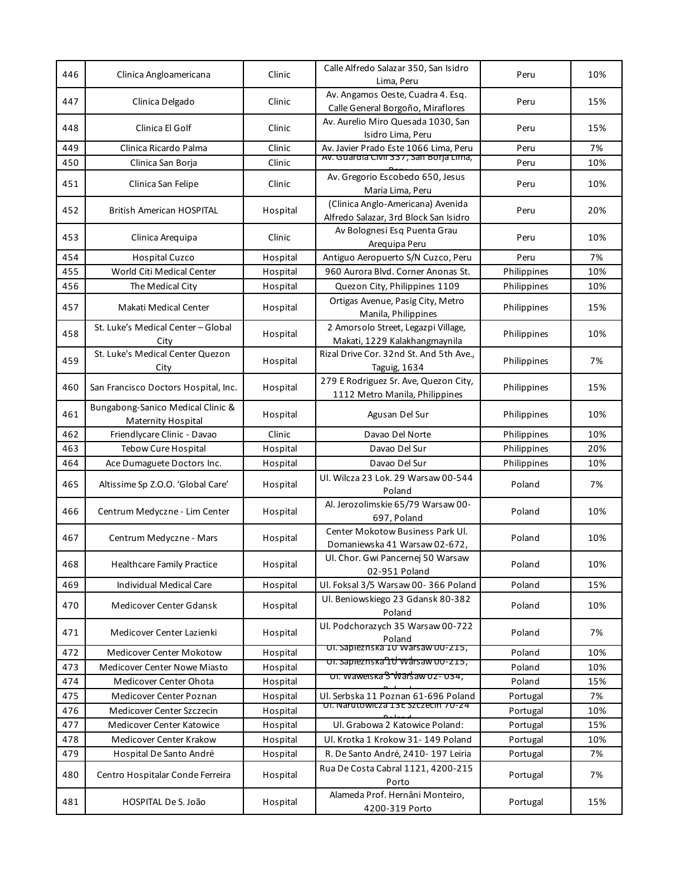| 446 | Clinica Angloamericana | Clinic | Calle Alfredo Salazar 350, San Isidro Lima, Peru | Peru | 10% |
|---|---|---|---|---|---|
| 447 | Clinica Delgado | Clinic | Av. Angamos Oeste, Cuadra 4. Esq. Calle General Borgoño, Miraflores | Peru | 15% |
| 448 | Clinica El Golf | Clinic | Av. Aurelio Miro Quesada 1030, San Isidro Lima, Peru | Peru | 15% |
| 449 | Clinica Ricardo Palma | Clinic | Av. Javier Prado Este 1066 Lima, Peru | Peru | 7% |
| 450 | Clinica San Borja | Clinic | Av. Guardia Civil 337, San Borja Lima, Peru | Peru | 10% |
| 451 | Clinica San Felipe | Clinic | Av. Gregorio Escobedo 650, Jesus Maria Lima, Peru | Peru | 10% |
| 452 | British American HOSPITAL | Hospital | (Clinica Anglo-Americana) Avenida Alfredo Salazar, 3rd Block San Isidro | Peru | 20% |
| 453 | Clinica Arequipa | Clinic | Av Bolognesi Esq Puenta Grau Arequipa Peru | Peru | 10% |
| 454 | Hospital Cuzco | Hospital | Antiguo Aeropuerto S/N Cuzco, Peru | Peru | 7% |
| 455 | World Citi Medical Center | Hospital | 960 Aurora Blvd. Corner Anonas St. | Philippines | 10% |
| 456 | The Medical City | Hospital | Quezon City, Philippines 1109 | Philippines | 10% |
| 457 | Makati Medical Center | Hospital | Ortigas Avenue, Pasig City, Metro Manila, Philippines | Philippines | 15% |
| 458 | St. Luke's Medical Center – Global City | Hospital | 2 Amorsolo Street, Legazpi Village, Makati, 1229 Kalakhangmaynila | Philippines | 10% |
| 459 | St. Luke's Medical Center Quezon City | Hospital | Rizal Drive Cor. 32nd St. And 5th Ave., Taguig, 1634 | Philippines | 7% |
| 460 | San Francisco Doctors Hospital, Inc. | Hospital | 279 E Rodriguez Sr. Ave, Quezon City, 1112 Metro Manila, Philippines | Philippines | 15% |
| 461 | Bungabong-Sanico Medical Clinic & Maternity Hospital | Hospital | Agusan Del Sur | Philippines | 10% |
| 462 | Friendlycare Clinic - Davao | Clinic | Davao Del Norte | Philippines | 10% |
| 463 | Tebow Cure Hospital | Hospital | Davao Del Sur | Philippines | 20% |
| 464 | Ace Dumaguete Doctors Inc. | Hospital | Davao Del Sur | Philippines | 10% |
| 465 | Altissime Sp Z.O.O. 'Global Care' | Hospital | Ul. Wilcza 23 Lok. 29 Warsaw 00-544 Poland | Poland | 7% |
| 466 | Centrum Medyczne - Lim Center | Hospital | Al. Jerozolimskie 65/79 Warsaw 00-697, Poland | Poland | 10% |
| 467 | Centrum Medyczne - Mars | Hospital | Center Mokotow Business Park Ul. Domaniewska 41 Warsaw 02-672, | Poland | 10% |
| 468 | Healthcare Family Practice | Hospital | Ul. Chor. Gwi Pancernej 50 Warsaw 02-951 Poland | Poland | 10% |
| 469 | Individual Medical Care | Hospital | Ul. Foksal 3/5 Warsaw 00- 366 Poland | Poland | 15% |
| 470 | Medicover Center Gdansk | Hospital | Ul. Beniowskiego 23 Gdansk 80-382 Poland | Poland | 10% |
| 471 | Medicover Center Lazienki | Hospital | Ul. Podchorazych 35 Warsaw 00-722 Poland | Poland | 7% |
| 472 | Medicover Center Mokotow | Hospital | Ul. Sapieznska 10 Warsaw 00-215, Poland | Poland | 10% |
| 473 | Medicover Center Nowe Miasto | Hospital | Ul. Sapieznska 10 Warsaw 00-215, Poland | Poland | 10% |
| 474 | Medicover Center Ohota | Hospital | Ul. Wawelska 5 Warsaw 02- 034, Poland | Poland | 15% |
| 475 | Medicover Center Poznan | Hospital | Ul. Serbska 11 Poznan 61-696 Poland | Portugal | 7% |
| 476 | Medicover Center Szczecin | Hospital | Ul. Narutowicza 13E Szczecin 70-24 Poland | Portugal | 10% |
| 477 | Medicover Center Katowice | Hospital | Ul. Grabowa 2 Katowice Poland: | Portugal | 15% |
| 478 | Medicover Center Krakow | Hospital | Ul. Krotka 1 Krokow 31- 149 Poland | Portugal | 10% |
| 479 | Hospital De Santo André | Hospital | R. De Santo André, 2410- 197 Leiria | Portugal | 7% |
| 480 | Centro Hospitalar Conde Ferreira | Hospital | Rua De Costa Cabral 1121, 4200-215 Porto | Portugal | 7% |
| 481 | HOSPITAL De S. João | Hospital | Alameda Prof. Hernâni Monteiro, 4200-319 Porto | Portugal | 15% |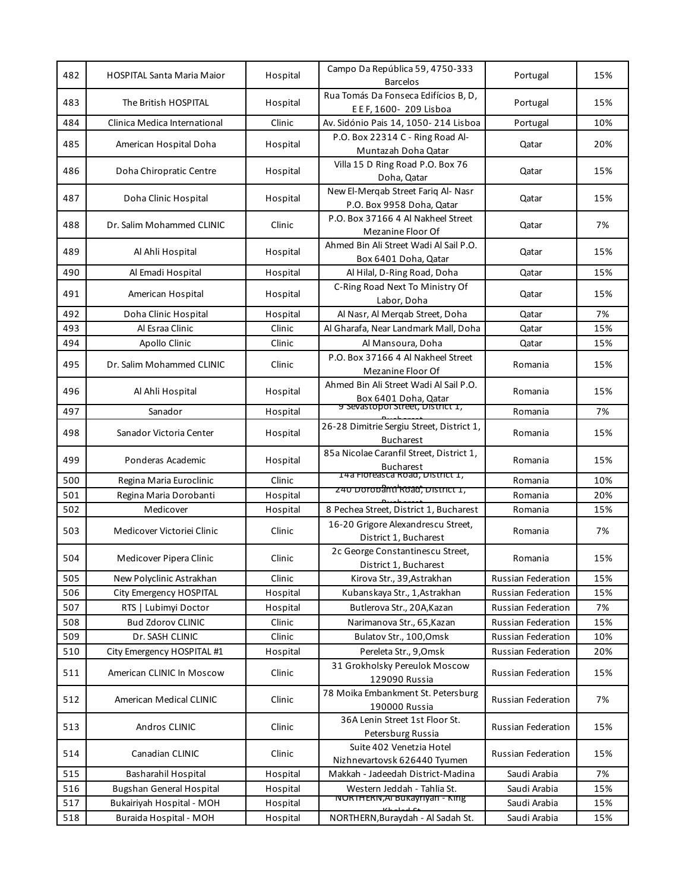| 482 | HOSPITAL Santa Maria Maior | Hospital | Campo Da República 59, 4750-333 Barcelos | Portugal | 15% |
|---|---|---|---|---|---|
| 483 | The British HOSPITAL | Hospital | Rua Tomás Da Fonseca Edifícios B, D, E E F, 1600- 209 Lisboa | Portugal | 15% |
| 484 | Clinica Medica International | Clinic | Av. Sidónio Pais 14, 1050- 214 Lisboa | Portugal | 10% |
| 485 | American Hospital Doha | Hospital | P.O. Box 22314 C - Ring Road Al-Muntazah Doha Qatar | Qatar | 20% |
| 486 | Doha Chiropratic Centre | Hospital | Villa 15 D Ring Road P.O. Box 76 Doha, Qatar | Qatar | 15% |
| 487 | Doha Clinic Hospital | Hospital | New El-Merqab Street Fariq Al- Nasr P.O. Box 9958 Doha, Qatar | Qatar | 15% |
| 488 | Dr. Salim Mohammed CLINIC | Clinic | P.O. Box 37166 4 Al Nakheel Street Mezanine Floor Of | Qatar | 7% |
| 489 | Al Ahli Hospital | Hospital | Ahmed Bin Ali Street Wadi Al Sail P.O. Box 6401 Doha, Qatar | Qatar | 15% |
| 490 | Al Emadi Hospital | Hospital | Al Hilal, D-Ring Road, Doha | Qatar | 15% |
| 491 | American Hospital | Hospital | C-Ring Road Next To Ministry Of Labor, Doha | Qatar | 15% |
| 492 | Doha Clinic Hospital | Hospital | Al Nasr, Al Merqab Street, Doha | Qatar | 7% |
| 493 | Al Esraa Clinic | Clinic | Al Gharafa, Near Landmark Mall, Doha | Qatar | 15% |
| 494 | Apollo Clinic | Clinic | Al Mansoura, Doha | Qatar | 15% |
| 495 | Dr. Salim Mohammed CLINIC | Clinic | P.O. Box 37166 4 Al Nakheel Street Mezanine Floor Of | Romania | 15% |
| 496 | Al Ahli Hospital | Hospital | Ahmed Bin Ali Street Wadi Al Sail P.O. Box 6401 Doha, Qatar | Romania | 15% |
| 497 | Sanador | Hospital | 9 Sevastopol Street, District 1, Bucharest | Romania | 7% |
| 498 | Sanador Victoria Center | Hospital | 26-28 Dimitrie Sergiu Street, District 1, Bucharest | Romania | 15% |
| 499 | Ponderas Academic | Hospital | 85a Nicolae Caranfil Street, District 1, Bucharest | Romania | 15% |
| 500 | Regina Maria Euroclinic | Clinic | 14a Floreasca Road, District 1, Bucharest | Romania | 10% |
| 501 | Regina Maria Dorobanti | Hospital | 240 Dorobanti Road, District 1, Bucharest | Romania | 20% |
| 502 | Medicover | Hospital | 8 Pechea Street, District 1, Bucharest | Romania | 15% |
| 503 | Medicover Victoriei Clinic | Clinic | 16-20 Grigore Alexandrescu Street, District 1, Bucharest | Romania | 7% |
| 504 | Medicover Pipera Clinic | Clinic | 2c George Constantinescu Street, District 1, Bucharest | Romania | 15% |
| 505 | New Polyclinic Astrakhan | Clinic | Kirova Str., 39,Astrakhan | Russian Federation | 15% |
| 506 | City Emergency HOSPITAL | Hospital | Kubanskaya Str., 1,Astrakhan | Russian Federation | 15% |
| 507 | RTS \| Lubimyi Doctor | Hospital | Butlerova Str., 20A,Kazan | Russian Federation | 7% |
| 508 | Bud Zdorov CLINIC | Clinic | Narimanova Str., 65,Kazan | Russian Federation | 15% |
| 509 | Dr. SASH CLINIC | Clinic | Bulatov Str., 100,Omsk | Russian Federation | 10% |
| 510 | City Emergency HOSPITAL #1 | Hospital | Pereleta Str., 9,Omsk | Russian Federation | 20% |
| 511 | American CLINIC In Moscow | Clinic | 31 Grokholsky Pereulok Moscow 129090 Russia | Russian Federation | 15% |
| 512 | American Medical CLINIC | Clinic | 78 Moika Embankment St. Petersburg 190000 Russia | Russian Federation | 7% |
| 513 | Andros CLINIC | Clinic | 36A Lenin Street 1st Floor St. Petersburg Russia | Russian Federation | 15% |
| 514 | Canadian CLINIC | Clinic | Suite 402 Venetzia Hotel Nizhnevartovsk 626440 Tyumen | Russian Federation | 15% |
| 515 | Basharahil Hospital | Hospital | Makkah - Jadeedah District-Madina | Saudi Arabia | 7% |
| 516 | Bugshan General Hospital | Hospital | Western Jeddah - Tahlia St. | Saudi Arabia | 15% |
| 517 | Bukairiyah Hospital - MOH | Hospital | NORTHERN,Al Bukayriyah - King Khaled St. | Saudi Arabia | 15% |
| 518 | Buraida Hospital - MOH | Hospital | NORTHERN,Buraydah - Al Sadah St. | Saudi Arabia | 15% |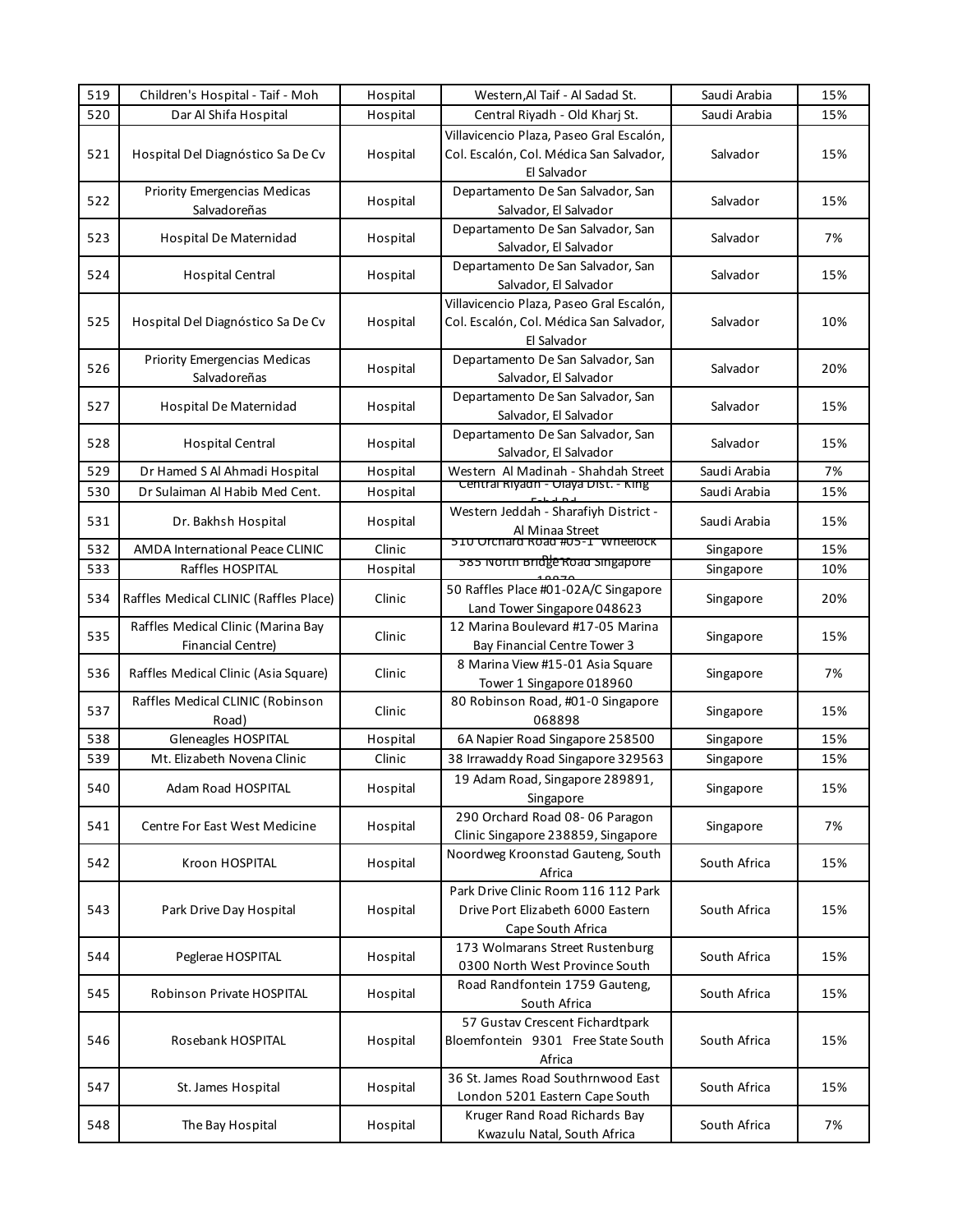| 519 | Children's Hospital - Taif - Moh | Hospital | Western,Al Taif - Al Sadad St. | Saudi Arabia | 15% |
|---|---|---|---|---|---|
| 520 | Dar Al Shifa Hospital | Hospital | Central Riyadh - Old Kharj St. | Saudi Arabia | 15% |
| 521 | Hospital Del Diagnóstico Sa De Cv | Hospital | Villavicencio Plaza, Paseo Gral Escalón, Col. Escalón, Col. Médica San Salvador, El Salvador | Salvador | 15% |
| 522 | Priority Emergencias Medicas Salvadoreñas | Hospital | Departamento De San Salvador, San Salvador, El Salvador | Salvador | 15% |
| 523 | Hospital De Maternidad | Hospital | Departamento De San Salvador, San Salvador, El Salvador | Salvador | 7% |
| 524 | Hospital Central | Hospital | Departamento De San Salvador, San Salvador, El Salvador | Salvador | 15% |
| 525 | Hospital Del Diagnóstico Sa De Cv | Hospital | Villavicencio Plaza, Paseo Gral Escalón, Col. Escalón, Col. Médica San Salvador, El Salvador | Salvador | 10% |
| 526 | Priority Emergencias Medicas Salvadoreñas | Hospital | Departamento De San Salvador, San Salvador, El Salvador | Salvador | 20% |
| 527 | Hospital De Maternidad | Hospital | Departamento De San Salvador, San Salvador, El Salvador | Salvador | 15% |
| 528 | Hospital Central | Hospital | Departamento De San Salvador, San Salvador, El Salvador | Salvador | 15% |
| 529 | Dr Hamed S Al Ahmadi Hospital | Hospital | Western Al Madinah - Shahdah Street | Saudi Arabia | 7% |
| 530 | Dr Sulaiman Al Habib Med Cent. | Hospital | Central Riyadh - Olaya Dist. - King Fahd Rd | Saudi Arabia | 15% |
| 531 | Dr. Bakhsh Hospital | Hospital | Western Jeddah - Sharafiyh District - Al Minaa Street | Saudi Arabia | 15% |
| 532 | AMDA International Peace CLINIC | Clinic | 510 Orchard Road #05-1 Wheelock Place | Singapore | 15% |
| 533 | Raffles HOSPITAL | Hospital | 585 North Bridge Road Singapore 18870 | Singapore | 10% |
| 534 | Raffles Medical CLINIC (Raffles Place) | Clinic | 50 Raffles Place #01-02A/C Singapore Land Tower Singapore 048623 | Singapore | 20% |
| 535 | Raffles Medical Clinic (Marina Bay Financial Centre) | Clinic | 12 Marina Boulevard #17-05 Marina Bay Financial Centre Tower 3 | Singapore | 15% |
| 536 | Raffles Medical Clinic (Asia Square) | Clinic | 8 Marina View #15-01 Asia Square Tower 1 Singapore 018960 | Singapore | 7% |
| 537 | Raffles Medical CLINIC (Robinson Road) | Clinic | 80 Robinson Road, #01-0 Singapore 068898 | Singapore | 15% |
| 538 | Gleneagles HOSPITAL | Hospital | 6A Napier Road Singapore 258500 | Singapore | 15% |
| 539 | Mt. Elizabeth Novena Clinic | Clinic | 38 Irrawaddy Road Singapore 329563 | Singapore | 15% |
| 540 | Adam Road HOSPITAL | Hospital | 19 Adam Road, Singapore 289891, Singapore | Singapore | 15% |
| 541 | Centre For East West Medicine | Hospital | 290 Orchard Road 08- 06 Paragon Clinic Singapore 238859, Singapore | Singapore | 7% |
| 542 | Kroon HOSPITAL | Hospital | Noordweg Kroonstad Gauteng, South Africa | South Africa | 15% |
| 543 | Park Drive Day Hospital | Hospital | Park Drive Clinic Room 116 112 Park Drive Port Elizabeth 6000 Eastern Cape South Africa | South Africa | 15% |
| 544 | Peglerae HOSPITAL | Hospital | 173 Wolmarans Street Rustenburg 0300 North West Province South | South Africa | 15% |
| 545 | Robinson Private HOSPITAL | Hospital | Road Randfontein 1759 Gauteng, South Africa | South Africa | 15% |
| 546 | Rosebank HOSPITAL | Hospital | 57 Gustav Crescent Fichardtpark Bloemfontein 9301 Free State South Africa | South Africa | 15% |
| 547 | St. James Hospital | Hospital | 36 St. James Road Southrnwood East London 5201 Eastern Cape South | South Africa | 15% |
| 548 | The Bay Hospital | Hospital | Kruger Rand Road Richards Bay Kwazulu Natal, South Africa | South Africa | 7% |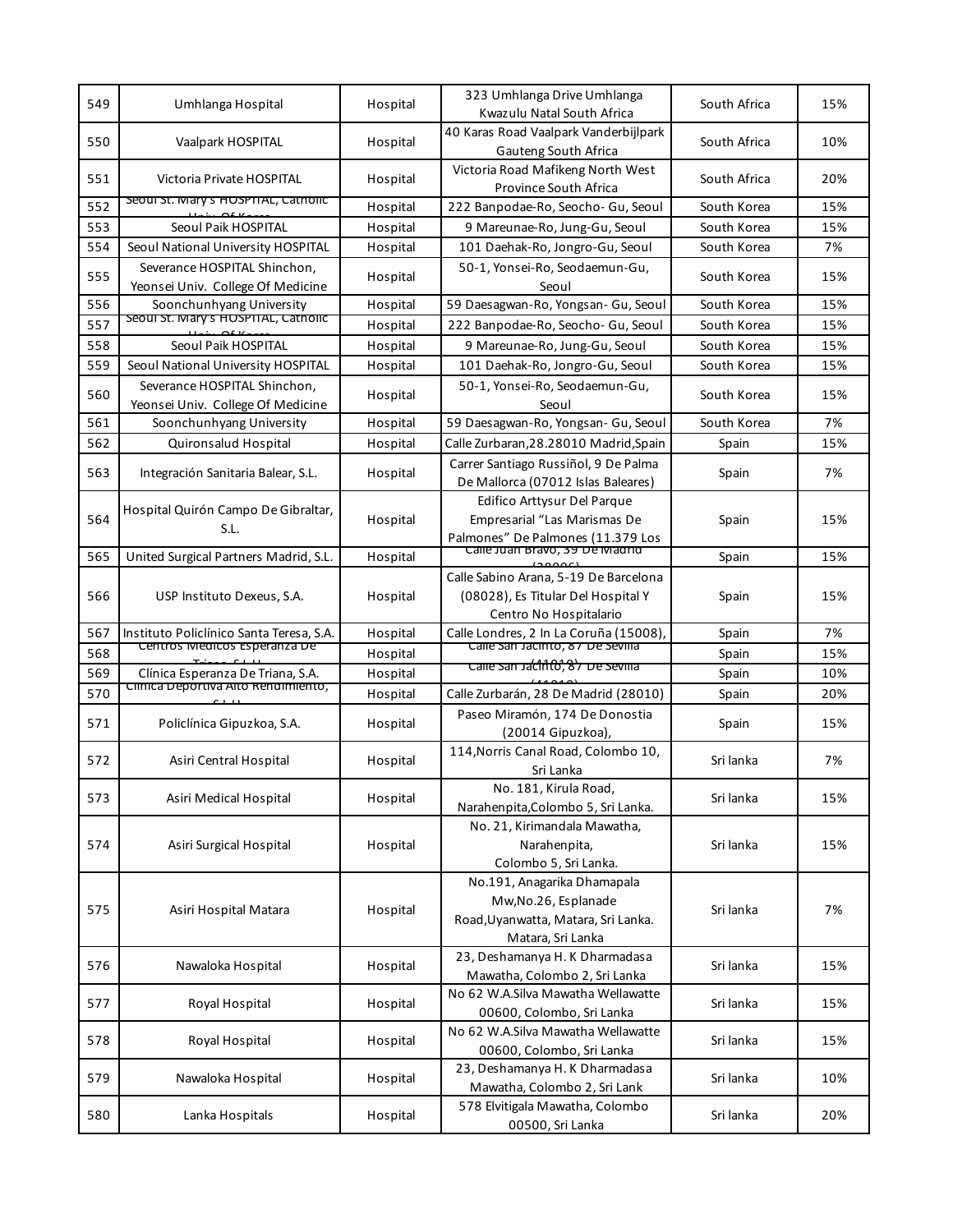| 549 | Umhlanga Hospital | Hospital | 323 Umhlanga Drive Umhlanga Kwazulu Natal South Africa | South Africa | 15% |
|---|---|---|---|---|---|
| 550 | Vaalpark HOSPITAL | Hospital | 40 Karas Road Vaalpark Vanderbijlpark Gauteng South Africa | South Africa | 10% |
| 551 | Victoria Private HOSPITAL | Hospital | Victoria Road Mafikeng North West Province South Africa | South Africa | 20% |
| 552 | Seoul St. Mary's HOSPITAL, Catholic Univ. Of Korea | Hospital | 222 Banpodae-Ro, Seocho- Gu, Seoul | South Korea | 15% |
| 553 | Seoul Paik HOSPITAL | Hospital | 9 Mareunae-Ro, Jung-Gu, Seoul | South Korea | 15% |
| 554 | Seoul National University HOSPITAL | Hospital | 101 Daehak-Ro, Jongro-Gu, Seoul | South Korea | 7% |
| 555 | Severance HOSPITAL Shinchon, Yeonsei Univ. College Of Medicine | Hospital | 50-1, Yonsei-Ro, Seodaemun-Gu, Seoul | South Korea | 15% |
| 556 | Soonchunhyang University | Hospital | 59 Daesagwan-Ro, Yongsan- Gu, Seoul | South Korea | 15% |
| 557 | Seoul St. Mary's HOSPITAL, Catholic Univ. Of Korea | Hospital | 222 Banpodae-Ro, Seocho- Gu, Seoul | South Korea | 15% |
| 558 | Seoul Paik HOSPITAL | Hospital | 9 Mareunae-Ro, Jung-Gu, Seoul | South Korea | 15% |
| 559 | Seoul National University HOSPITAL | Hospital | 101 Daehak-Ro, Jongro-Gu, Seoul | South Korea | 15% |
| 560 | Severance HOSPITAL Shinchon, Yeonsei Univ. College Of Medicine | Hospital | 50-1, Yonsei-Ro, Seodaemun-Gu, Seoul | South Korea | 15% |
| 561 | Soonchunhyang University | Hospital | 59 Daesagwan-Ro, Yongsan- Gu, Seoul | South Korea | 7% |
| 562 | Quironsalud Hospital | Hospital | Calle Zurbaran,28.28010 Madrid,Spain | Spain | 15% |
| 563 | Integración Sanitaria Balear, S.L. | Hospital | Carrer Santiago Russiñol, 9 De Palma De Mallorca (07012 Islas Baleares) | Spain | 7% |
| 564 | Hospital Quirón Campo De Gibraltar, S.L. | Hospital | Edifico Arttysur Del Parque Empresarial "Las Marismas De Palmones" De Palmones (11.379 Los | Spain | 15% |
| 565 | United Surgical Partners Madrid, S.L. | Hospital | Calle Juan Bravo, 39 De Madrid (28006) | Spain | 15% |
| 566 | USP Instituto Dexeus, S.A. | Hospital | Calle Sabino Arana, 5-19 De Barcelona (08028), Es Titular Del Hospital Y Centro No Hospitalario | Spain | 15% |
| 567 | Instituto Policlínico Santa Teresa, S.A. | Hospital | Calle Londres, 2 In La Coruña (15008), | Spain | 7% |
| 568 | Centros Medicos Esperanza De Triana, S.L.U. | Hospital | Calle San Jacinto, 87 De Sevilla (41010) | Spain | 15% |
| 569 | Clínica Esperanza De Triana, S.A. | Hospital | Calle San Jacinto, 87 De Sevilla (41010) | Spain | 10% |
| 570 | Clínica Deportiva Alto Rendimiento, S.L.U. | Hospital | Calle Zurbarán, 28 De Madrid (28010) | Spain | 20% |
| 571 | Policlínica Gipuzkoa, S.A. | Hospital | Paseo Miramón, 174 De Donostia (20014 Gipuzkoa), | Spain | 15% |
| 572 | Asiri Central Hospital | Hospital | 114,Norris Canal Road, Colombo 10, Sri Lanka | Sri lanka | 7% |
| 573 | Asiri Medical Hospital | Hospital | No. 181, Kirula Road, Narahenpita,Colombo 5, Sri Lanka. | Sri lanka | 15% |
| 574 | Asiri Surgical Hospital | Hospital | No. 21, Kirimandala Mawatha, Narahenpita, Colombo 5, Sri Lanka. | Sri lanka | 15% |
| 575 | Asiri Hospital Matara | Hospital | No.191, Anagarika Dhamapala Mw,No.26, Esplanade Road,Uyanwatta, Matara, Sri Lanka. Matara, Sri Lanka | Sri lanka | 7% |
| 576 | Nawaloka Hospital | Hospital | 23, Deshamanya H. K Dharmadasa Mawatha, Colombo 2, Sri Lanka | Sri lanka | 15% |
| 577 | Royal Hospital | Hospital | No 62 W.A.Silva Mawatha Wellawatte 00600, Colombo, Sri Lanka | Sri lanka | 15% |
| 578 | Royal Hospital | Hospital | No 62 W.A.Silva Mawatha Wellawatte 00600, Colombo, Sri Lanka | Sri lanka | 15% |
| 579 | Nawaloka Hospital | Hospital | 23, Deshamanya H. K Dharmadasa Mawatha, Colombo 2, Sri Lank | Sri lanka | 10% |
| 580 | Lanka Hospitals | Hospital | 578 Elvitigala Mawatha, Colombo 00500, Sri Lanka | Sri lanka | 20% |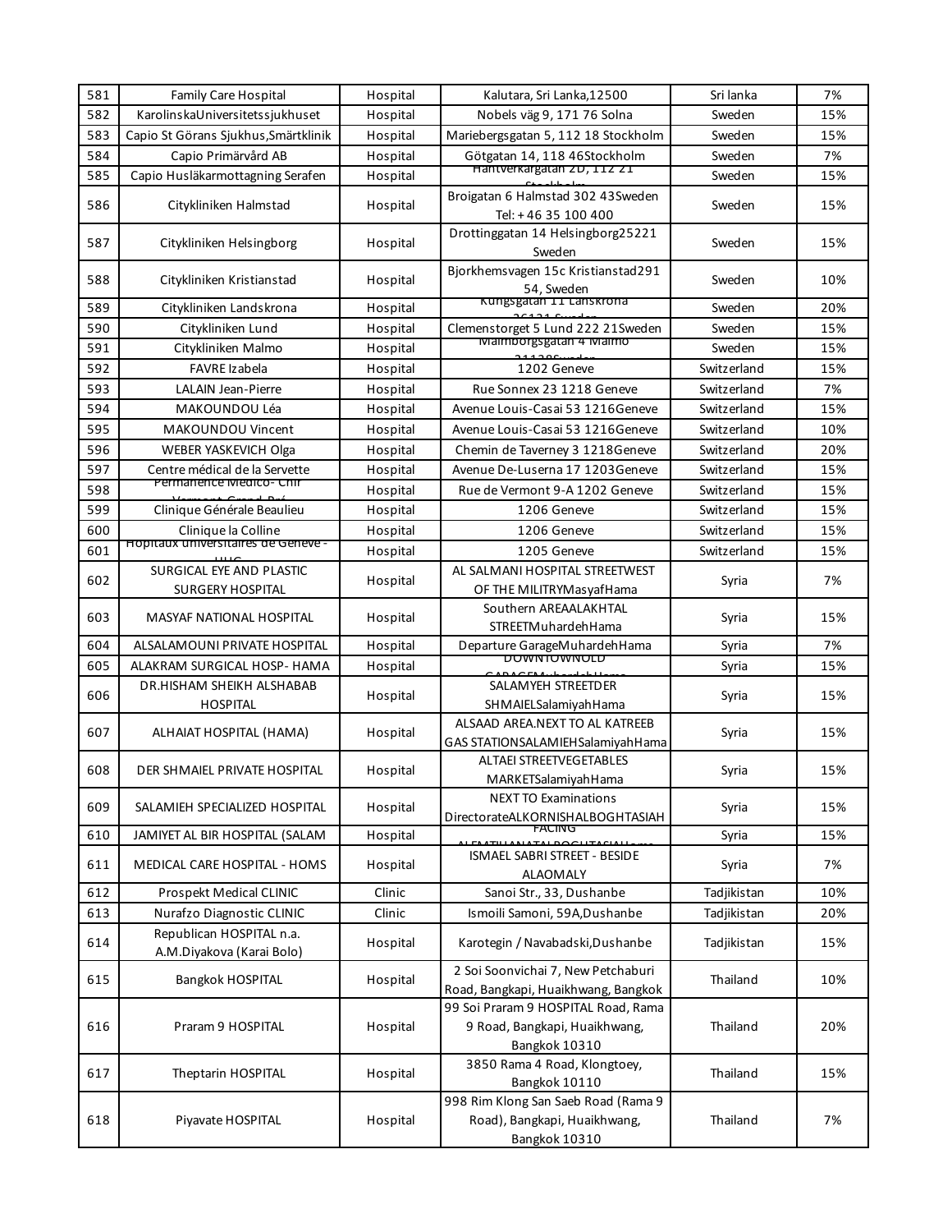| 581 | Family Care Hospital | Hospital | Kalutara, Sri Lanka,12500 | Sri lanka | 7% |
|---|---|---|---|---|---|
| 582 | KarolinskaUniversitetssjukhuset | Hospital | Nobels väg 9, 171 76 Solna | Sweden | 15% |
| 583 | Capio St Görans Sjukhus,Smärtklinik | Hospital | Mariebergsgatan 5, 112 18 Stockholm | Sweden | 15% |
| 584 | Capio Primärvård AB | Hospital | Götgatan 14, 118 46Stockholm | Sweden | 7% |
| 585 | Capio Husläkarmottagning Serafen | Hospital | Hantverkargatan 2D, 112 21 Stockholm | Sweden | 15% |
| 586 | Citykliniken Halmstad | Hospital | Broigatan 6 Halmstad 302 43Sweden Tel: + 46 35 100 400 | Sweden | 15% |
| 587 | Citykliniken Helsingborg | Hospital | Drottinggatan 14 Helsingborg25221 Sweden | Sweden | 15% |
| 588 | Citykliniken Kristianstad | Hospital | Bjorkhemsvagen 15c Kristianstad291 54, Sweden | Sweden | 10% |
| 589 | Citykliniken Landskrona | Hospital | Kungsgatan 11 Lanskrona 26131 Sweden | Sweden | 20% |
| 590 | Citykliniken Lund | Hospital | Clemenstorget 5 Lund 222 21Sweden | Sweden | 15% |
| 591 | Citykliniken Malmo | Hospital | Malmborgsgatan 4 Malmo 21138Sweden | Sweden | 15% |
| 592 | FAVRE Izabela | Hospital | 1202 Geneve | Switzerland | 15% |
| 593 | LALAIN Jean-Pierre | Hospital | Rue Sonnex 23 1218 Geneve | Switzerland | 7% |
| 594 | MAKOUNDOU Léa | Hospital | Avenue Louis-Casai 53 1216Geneve | Switzerland | 15% |
| 595 | MAKOUNDOU Vincent | Hospital | Avenue Louis-Casai 53 1216Geneve | Switzerland | 10% |
| 596 | WEBER YASKEVICH Olga | Hospital | Chemin de Taverney 3 1218Geneve | Switzerland | 20% |
| 597 | Centre médical de la Servette | Hospital | Avenue De-Luserna 17 1203Geneve | Switzerland | 15% |
| 598 | Permanence Médico- Chir Vermont Grand-Pré | Hospital | Rue de Vermont 9-A 1202 Geneve | Switzerland | 15% |
| 599 | Clinique Générale Beaulieu | Hospital | 1206 Geneve | Switzerland | 15% |
| 600 | Clinique la Colline | Hospital | 1206 Geneve | Switzerland | 15% |
| 601 | Hopitaux universitaires de Genève - HUG | Hospital | 1205 Geneve | Switzerland | 15% |
| 602 | SURGICAL EYE AND PLASTIC SURGERY HOSPITAL | Hospital | AL SALMANI HOSPITAL STREETWEST OF THE MILITRYMasyafHama | Syria | 7% |
| 603 | MASYAF NATIONAL HOSPITAL | Hospital | Southern AREAALAKHTAL STREETMuhardehHama | Syria | 15% |
| 604 | ALSALAMOUNI PRIVATE HOSPITAL | Hospital | Departure GarageMuhardehHama | Syria | 7% |
| 605 | ALAKRAM SURGICAL HOSP- HAMA | Hospital | DOWNTOWNOLD GARAGEMuhardehHama | Syria | 15% |
| 606 | DR.HISHAM SHEIKH ALSHABAB HOSPITAL | Hospital | SALAMYEH STREETDER SHMAIELSalamiyahHama | Syria | 15% |
| 607 | ALHAIAT HOSPITAL (HAMA) | Hospital | ALSAAD AREA.NEXT TO AL KATREEB GAS STATIONSALAMIEHSalamiyahHama | Syria | 15% |
| 608 | DER SHMAIEL PRIVATE HOSPITAL | Hospital | ALTAEI STREETVEGETABLES MARKETSalamiyahHama | Syria | 15% |
| 609 | SALAMIEH SPECIALIZED HOSPITAL | Hospital | NEXT TO Examinations DirectorateALKORNISHALBOGHTASIAH | Syria | 15% |
| 610 | JAMIYET AL BIR HOSPITAL (SALAM | Hospital | FACING ALEMTIHANATALBOGHTASIAHama | Syria | 15% |
| 611 | MEDICAL CARE HOSPITAL - HOMS | Hospital | ISMAEL SABRI STREET - BESIDE ALAOMALY | Syria | 7% |
| 612 | Prospekt Medical CLINIC | Clinic | Sanoi Str., 33, Dushanbe | Tadjikistan | 10% |
| 613 | Nurafzo Diagnostic CLINIC | Clinic | Ismoili Samoni, 59A,Dushanbe | Tadjikistan | 20% |
| 614 | Republican HOSPITAL n.a. A.M.Diyakova (Karai Bolo) | Hospital | Karotegin / Navabadski,Dushanbe | Tadjikistan | 15% |
| 615 | Bangkok HOSPITAL | Hospital | 2 Soi Soonvichai 7, New Petchaburi Road, Bangkapi, Huaikhwang, Bangkok | Thailand | 10% |
| 616 | Praram 9 HOSPITAL | Hospital | 99 Soi Praram 9 HOSPITAL Road, Rama 9 Road, Bangkapi, Huaikhwang, Bangkok 10310 | Thailand | 20% |
| 617 | Theptarin HOSPITAL | Hospital | 3850 Rama 4 Road, Klongtoey, Bangkok 10110 | Thailand | 15% |
| 618 | Piyavate HOSPITAL | Hospital | 998 Rim Klong San Saeb Road (Rama 9 Road), Bangkapi, Huaikhwang, Bangkok 10310 | Thailand | 7% |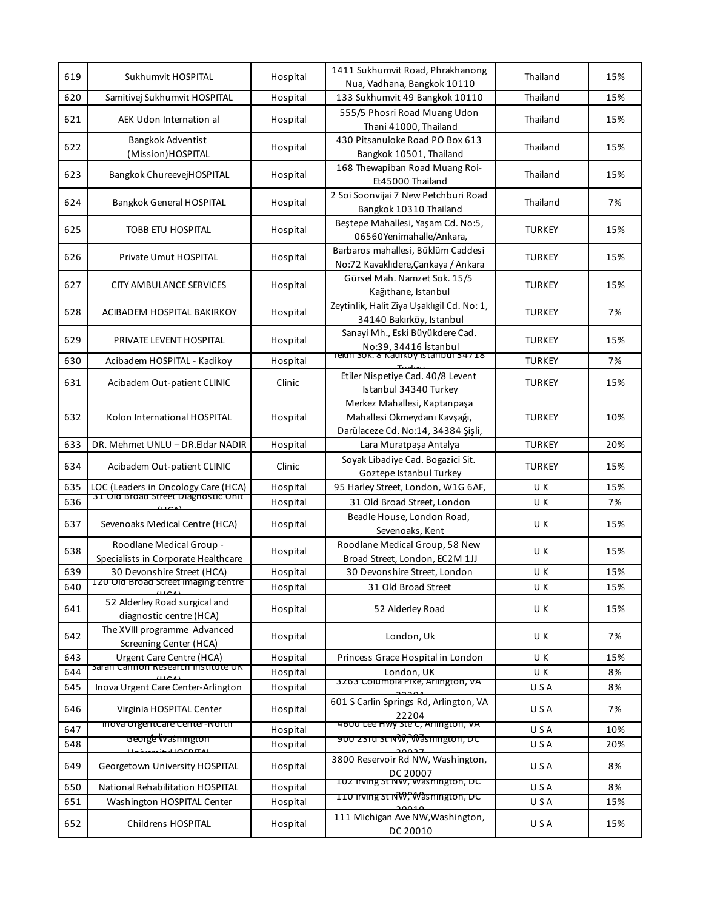| 619 | Sukhumvit HOSPITAL | Hospital | 1411 Sukhumvit Road, Phrakhanong Nua, Vadhana, Bangkok 10110 | Thailand | 15% |
|---|---|---|---|---|---|
| 620 | Samitivej Sukhumvit HOSPITAL | Hospital | 133 Sukhumvit 49 Bangkok 10110 | Thailand | 15% |
| 621 | AEK Udon Internation al | Hospital | 555/5 Phosri Road Muang Udon Thani 41000, Thailand | Thailand | 15% |
| 622 | Bangkok Adventist (Mission)HOSPITAL | Hospital | 430 Pitsanuloke Road PO Box 613 Bangkok 10501, Thailand | Thailand | 15% |
| 623 | Bangkok ChureevejHOSPITAL | Hospital | 168 Thewapiban Road Muang Roi-Et45000 Thailand | Thailand | 15% |
| 624 | Bangkok General HOSPITAL | Hospital | 2 Soi Soonvijai 7 New Petchburi Road Bangkok 10310 Thailand | Thailand | 7% |
| 625 | TOBB ETU HOSPITAL | Hospital | Beştepe Mahallesi, Yaşam Cd. No:5, 06560Yenimahalle/Ankara, | TURKEY | 15% |
| 626 | Private Umut HOSPITAL | Hospital | Barbaros mahallesi, Büklüm Caddesi No:72 Kavaklıdere,Çankaya / Ankara | TURKEY | 15% |
| 627 | CITY AMBULANCE SERVICES | Hospital | Gürsel Mah. Namzet Sok. 15/5 Kağıthane, Istanbul | TURKEY | 15% |
| 628 | ACIBADEM HOSPITAL BAKIRKOY | Hospital | Zeytinlik, Halit Ziya Uşaklıgil Cd. No: 1, 34140 Bakırköy, Istanbul | TURKEY | 7% |
| 629 | PRIVATE LEVENT HOSPITAL | Hospital | Sanayi Mh., Eski Büyükdere Cad. No:39, 34416 İstanbul | TURKEY | 15% |
| 630 | Acibadem HOSPITAL - Kadikoy | Hospital | Tekin Sok. 8 Kadikoy Istanbul 34718 Turkey | TURKEY | 7% |
| 631 | Acibadem Out-patient CLINIC | Clinic | Etiler Nispetiye Cad. 40/8 Levent Istanbul 34340 Turkey | TURKEY | 15% |
| 632 | Kolon International HOSPITAL | Hospital | Merkez Mahallesi, Kaptanpaşa Mahallesi Okmeydanı Kavşağı, Darülaceze Cd. No:14, 34384 Şişli, | TURKEY | 10% |
| 633 | DR. Mehmet UNLU – DR.Eldar NADIR | Hospital | Lara Muratpaşa Antalya | TURKEY | 20% |
| 634 | Acibadem Out-patient CLINIC | Clinic | Soyak Libadiye Cad. Bogazici Sit. Goztepe Istanbul Turkey | TURKEY | 15% |
| 635 | LOC (Leaders in Oncology Care (HCA) | Hospital | 95 Harley Street, London, W1G 6AF, | U K | 15% |
| 636 | 31 Old Broad Street Diagnostic Unit (HCA) | Hospital | 31 Old Broad Street, London | U K | 7% |
| 637 | Sevenoaks Medical Centre (HCA) | Hospital | Beadle House, London Road, Sevenoaks, Kent | U K | 15% |
| 638 | Roodlane Medical Group - Specialists in Corporate Healthcare | Hospital | Roodlane Medical Group, 58 New Broad Street, London, EC2M 1JJ | U K | 15% |
| 639 | 30 Devonshire Street (HCA) | Hospital | 30 Devonshire Street, London | U K | 15% |
| 640 | 120 Old Broad Street Imaging centre (HCA) | Hospital | 31 Old Broad Street | U K | 15% |
| 641 | 52 Alderley Road surgical and diagnostic centre (HCA) | Hospital | 52 Alderley Road | U K | 15% |
| 642 | The XVIII programme Advanced Screening Center (HCA) | Hospital | London, Uk | U K | 7% |
| 643 | Urgent Care Centre (HCA) | Hospital | Princess Grace Hospital in London | U K | 15% |
| 644 | Sarah Cannon Research Institute UK (HCA) | Hospital | London, UK | U K | 8% |
| 645 | Inova Urgent Care Center-Arlington | Hospital | 3263 Columbia Pike, Arlington, VA 22204 | U S A | 8% |
| 646 | Virginia HOSPITAL Center | Hospital | 601 S Carlin Springs Rd, Arlington, VA 22204 | U S A | 7% |
| 647 | Inova UrgentCare Center-North Arlington | Hospital | 4600 Lee Hwy Ste C, Arlington, VA 22207 | U S A | 10% |
| 648 | George Washington University HOSPITAL | Hospital | 900 23rd St NW, Washington, DC 20037 | U S A | 20% |
| 649 | Georgetown University HOSPITAL | Hospital | 3800 Reservoir Rd NW, Washington, DC 20007 | U S A | 8% |
| 650 | National Rehabilitation HOSPITAL | Hospital | 102 Irving St NW, Washington, DC 20010 | U S A | 8% |
| 651 | Washington HOSPITAL Center | Hospital | 110 Irving St NW, Washington, DC 20010 | U S A | 15% |
| 652 | Childrens HOSPITAL | Hospital | 111 Michigan Ave NW,Washington, DC 20010 | U S A | 15% |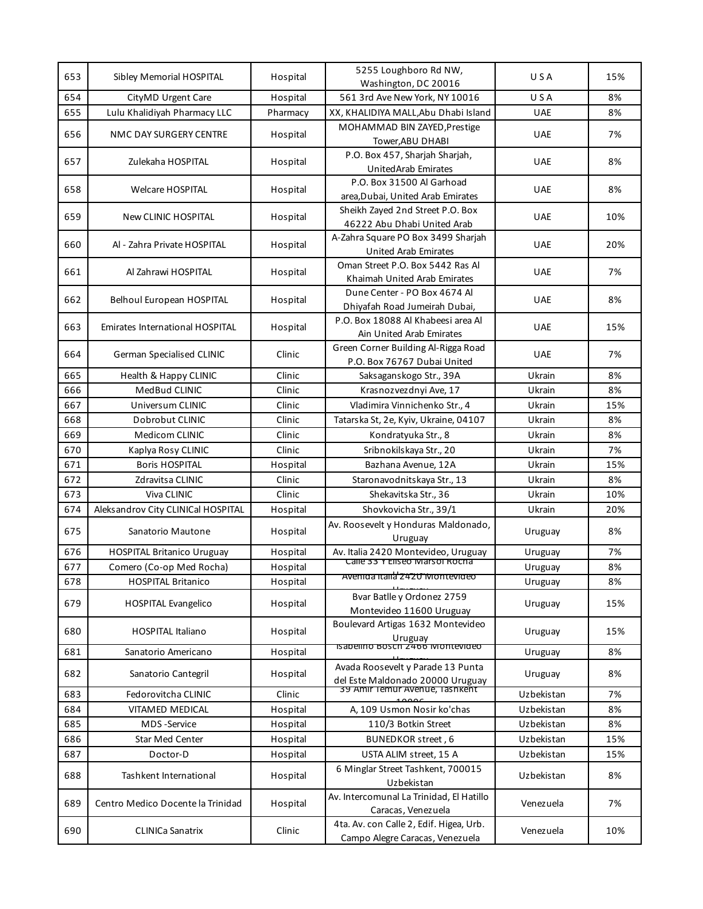| 653 | Sibley Memorial HOSPITAL | Hospital | 5255 Loughboro Rd NW, Washington, DC 20016 | U S A | 15% |
|---|---|---|---|---|---|
| 654 | CityMD Urgent Care | Hospital | 561 3rd Ave New York, NY 10016 | U S A | 8% |
| 655 | Lulu Khalidiyah Pharmacy LLC | Pharmacy | XX, KHALIDIYA MALL,Abu Dhabi Island | UAE | 8% |
| 656 | NMC DAY SURGERY CENTRE | Hospital | MOHAMMAD BIN ZAYED,Prestige Tower,ABU DHABI | UAE | 7% |
| 657 | Zulekaha HOSPITAL | Hospital | P.O. Box 457, Sharjah Sharjah, UnitedArab Emirates | UAE | 8% |
| 658 | Welcare HOSPITAL | Hospital | P.O. Box 31500 Al Garhoad area,Dubai, United Arab Emirates | UAE | 8% |
| 659 | New CLINIC HOSPITAL | Hospital | Sheikh Zayed 2nd Street P.O. Box 46222 Abu Dhabi United Arab | UAE | 10% |
| 660 | Al - Zahra Private HOSPITAL | Hospital | A-Zahra Square PO Box 3499 Sharjah United Arab Emirates | UAE | 20% |
| 661 | Al Zahrawi HOSPITAL | Hospital | Oman Street P.O. Box 5442 Ras Al Khaimah United Arab Emirates | UAE | 7% |
| 662 | Belhoul European HOSPITAL | Hospital | Dune Center - PO Box 4674 Al Dhiyafah Road Jumeirah Dubai, | UAE | 8% |
| 663 | Emirates International HOSPITAL | Hospital | P.O. Box 18088 Al Khabeesi area Al Ain United Arab Emirates | UAE | 15% |
| 664 | German Specialised CLINIC | Clinic | Green Corner Building Al-Rigga Road P.O. Box 76767 Dubai United | UAE | 7% |
| 665 | Health & Happy CLINIC | Clinic | Saksaganskogo Str., 39A | Ukrain | 8% |
| 666 | MedBud CLINIC | Clinic | Krasnozvezdnyi Ave, 17 | Ukrain | 8% |
| 667 | Universum CLINIC | Clinic | Vladimira Vinnichenko Str., 4 | Ukrain | 15% |
| 668 | Dobrobut CLINIC | Clinic | Tatarska St, 2e, Kyiv, Ukraine, 04107 | Ukrain | 8% |
| 669 | Medicom CLINIC | Clinic | Kondratyuka Str., 8 | Ukrain | 8% |
| 670 | Kaplya Rosy CLINIC | Clinic | Sribnokilskaya Str., 20 | Ukrain | 7% |
| 671 | Boris HOSPITAL | Hospital | Bazhana Avenue, 12A | Ukrain | 15% |
| 672 | Zdravitsa CLINIC | Clinic | Staronavodnitskaya Str., 13 | Ukrain | 8% |
| 673 | Viva CLINIC | Clinic | Shekavitska Str., 36 | Ukrain | 10% |
| 674 | Aleksandrov City CLINICal HOSPITAL | Hospital | Shovkovicha Str., 39/1 | Ukrain | 20% |
| 675 | Sanatorio Mautone | Hospital | Av. Roosevelt y Honduras Maldonado, Uruguay | Uruguay | 8% |
| 676 | HOSPITAL Britanico Uruguay | Hospital | Av. Italia 2420 Montevideo, Uruguay | Uruguay | 7% |
| 677 | Comero (Co-op Med Rocha) | Hospital | Calle 33 Y Eliseo Marsol Rocha | Uruguay | 8% |
| 678 | HOSPITAL Britanico | Hospital | Avenida Italia 2420 Montevideo | Uruguay | 8% |
| 679 | HOSPITAL Evangelico | Hospital | Bvar Batlle y Ordonez 2759 Montevideo 11600 Uruguay | Uruguay | 15% |
| 680 | HOSPITAL Italiano | Hospital | Boulevard Artigas 1632 Montevideo Uruguay | Uruguay | 15% |
| 681 | Sanatorio Americano | Hospital | Isabelino Bosch 2466 Montevideo | Uruguay | 8% |
| 682 | Sanatorio Cantegril | Hospital | Avada Roosevelt y Parade 13 Punta del Este Maldonado 20000 Uruguay | Uruguay | 8% |
| 683 | Fedorovitcha CLINIC | Clinic | 39 Amir Temur Avenue, Tashkent | Uzbekistan | 7% |
| 684 | VITAMED MEDICAL | Hospital | A, 109 Usmon Nosir ko'chas | Uzbekistan | 8% |
| 685 | MDS -Service | Hospital | 110/3 Botkin Street | Uzbekistan | 8% |
| 686 | Star Med Center | Hospital | BUNEDKOR street , 6 | Uzbekistan | 15% |
| 687 | Doctor-D | Hospital | USTA ALIM street, 15 A | Uzbekistan | 15% |
| 688 | Tashkent International | Hospital | 6 Minglar Street Tashkent, 700015 Uzbekistan | Uzbekistan | 8% |
| 689 | Centro Medico Docente la Trinidad | Hospital | Av. Intercomunal La Trinidad, El Hatillo Caracas, Venezuela | Venezuela | 7% |
| 690 | CLINICa Sanatrix | Clinic | 4ta. Av. con Calle 2, Edif. Higea, Urb. Campo Alegre Caracas, Venezuela | Venezuela | 10% |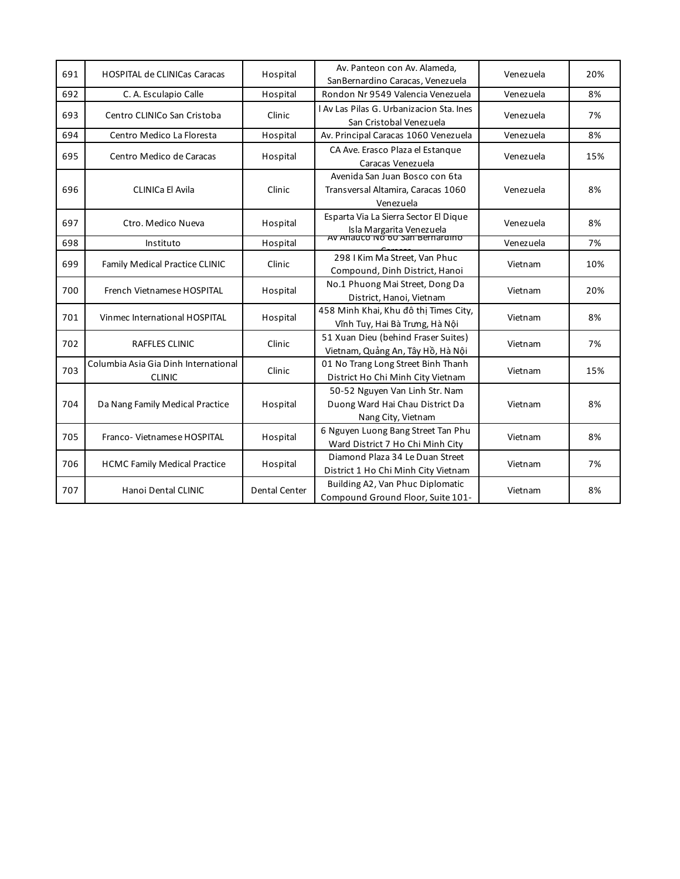| | | | | | |
|---|---|---|---|---|---|
| 691 | HOSPITAL de CLINICas Caracas | Hospital | Av. Panteon con Av. Alameda, SanBernardino Caracas, Venezuela | Venezuela | 20% |
| 692 | C. A. Esculapio Calle | Hospital | Rondon Nr 9549 Valencia Venezuela | Venezuela | 8% |
| 693 | Centro CLINICo San Cristoba | Clinic | l Av Las Pilas G. Urbanizacion Sta. Ines San Cristobal Venezuela | Venezuela | 7% |
| 694 | Centro Medico La Floresta | Hospital | Av. Principal Caracas 1060 Venezuela | Venezuela | 8% |
| 695 | Centro Medico de Caracas | Hospital | CA Ave. Erasco Plaza el Estanque Caracas Venezuela | Venezuela | 15% |
| 696 | CLINICa El Avila | Clinic | Avenida San Juan Bosco con 6ta Transversal Altamira, Caracas 1060 Venezuela | Venezuela | 8% |
| 697 | Ctro. Medico Nueva | Hospital | Esparta Via La Sierra Sector El Dique Isla Margarita Venezuela | Venezuela | 8% |
| 698 | Instituto | Hospital | Av Anauco No 60 San Bernardino Caracas | Venezuela | 7% |
| 699 | Family Medical Practice CLINIC | Clinic | 298 I Kim Ma Street, Van Phuc Compound, Dinh District, Hanoi | Vietnam | 10% |
| 700 | French Vietnamese HOSPITAL | Hospital | No.1 Phuong Mai Street, Dong Da District, Hanoi, Vietnam | Vietnam | 20% |
| 701 | Vinmec International HOSPITAL | Hospital | 458 Minh Khai, Khu đô thị Times City, Vĩnh Tuy, Hai Bà Trưng, Hà Nội | Vietnam | 8% |
| 702 | RAFFLES CLINIC | Clinic | 51 Xuan Dieu (behind Fraser Suites) Vietnam, Quảng An, Tây Hồ, Hà Nội | Vietnam | 7% |
| 703 | Columbia Asia Gia Dinh International CLINIC | Clinic | 01 No Trang Long Street Binh Thanh District Ho Chi Minh City Vietnam | Vietnam | 15% |
| 704 | Da Nang Family Medical Practice | Hospital | 50-52 Nguyen Van Linh Str. Nam Duong Ward Hai Chau District Da Nang City, Vietnam | Vietnam | 8% |
| 705 | Franco- Vietnamese HOSPITAL | Hospital | 6 Nguyen Luong Bang Street Tan Phu Ward District 7 Ho Chi Minh City | Vietnam | 8% |
| 706 | HCMC Family Medical Practice | Hospital | Diamond Plaza 34 Le Duan Street District 1 Ho Chi Minh City Vietnam | Vietnam | 7% |
| 707 | Hanoi Dental CLINIC | Dental Center | Building A2, Van Phuc Diplomatic Compound Ground Floor, Suite 101- | Vietnam | 8% |